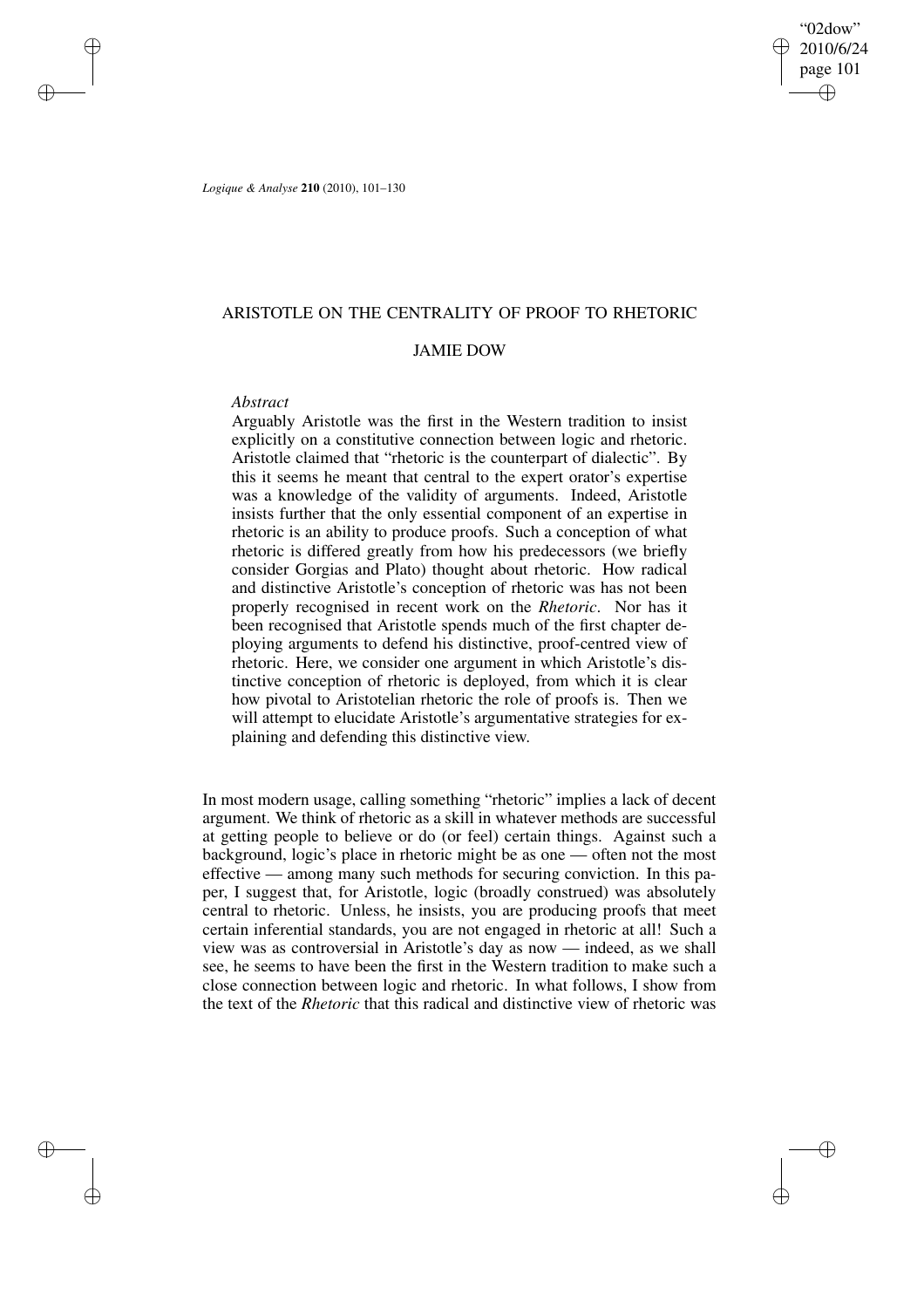# ARISTOTLE ON THE CENTRALITY OF PROOF TO RHETORIC

## JAMIE DOW

*Abstract*

Arguably Aristotle was the first in the Western tradition to insist explicitly on a constitutive connection between logic and rhetoric. Aristotle claimed that "rhetoric is the counterpart of dialectic". By this it seems he meant that central to the expert orator's expertise was a knowledge of the validity of arguments. Indeed, Aristotle insists further that the only essential component of an expertise in rhetoric is an ability to produce proofs. Such a conception of what rhetoric is differed greatly from how his predecessors (we briefly consider Gorgias and Plato) thought about rhetoric. How radical and distinctive Aristotle's conception of rhetoric was has not been properly recognised in recent work on the *Rhetoric*. Nor has it been recognised that Aristotle spends much of the first chapter deploying arguments to defend his distinctive, proof-centred view of rhetoric. Here, we consider one argument in which Aristotle's distinctive conception of rhetoric is deployed, from which it is clear how pivotal to Aristotelian rhetoric the role of proofs is. Then we will attempt to elucidate Aristotle's argumentative strategies for explaining and defending this distinctive view.

In most modern usage, calling something "rhetoric" implies a lack of decent argument. We think of rhetoric as a skill in whatever methods are successful at getting people to believe or do (or feel) certain things. Against such a background, logic's place in rhetoric might be as one — often not the most effective — among many such methods for securing conviction. In this paper, I suggest that, for Aristotle, logic (broadly construed) was absolutely central to rhetoric. Unless, he insists, you are producing proofs that meet certain inferential standards, you are not engaged in rhetoric at all! Such a view was as controversial in Aristotle's day as now — indeed, as we shall see, he seems to have been the first in the Western tradition to make such a close connection between logic and rhetoric. In what follows, I show from the text of the *Rhetoric* that this radical and distinctive view of rhetoric was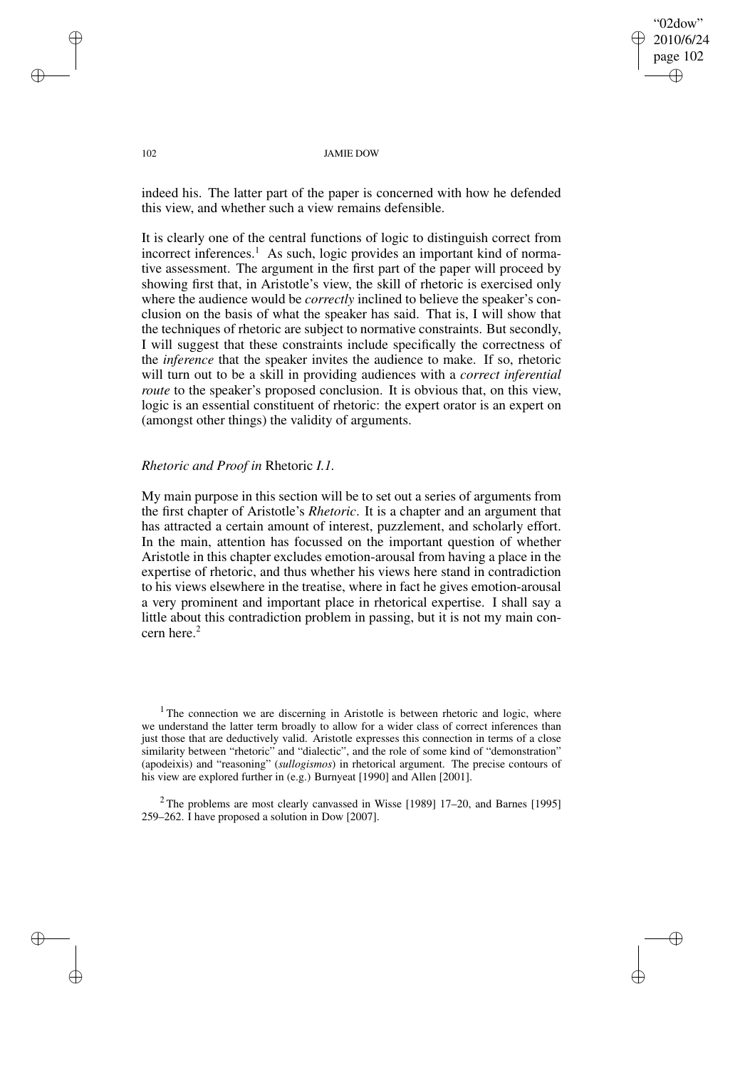indeed his. The latter part of the paper is concerned with how he defended this view, and whether such a view remains defensible.

It is clearly one of the central functions of logic to distinguish correct from incorrect inferences.[1] As such, logic provides an important kind of normative assessment. The argument in the first part of the paper will proceed by showing first that, in Aristotle's view, the skill of rhetoric is exercised only where the audience would be *correctly* inclined to believe the speaker's conclusion on the basis of what the speaker has said. That is, I will show that the techniques of rhetoric are subject to normative constraints. But secondly, I will suggest that these constraints include specifically the correctness of the *inference* that the speaker invites the audience to make. If so, rhetoric will turn out to be a skill in providing audiences with a *correct inferential route* to the speaker's proposed conclusion. It is obvious that, on this view, logic is an essential constituent of rhetoric: the expert orator is an expert on (amongst other things) the validity of arguments.

## *Rhetoric and Proof in* Rhetoric *I.1*.

My main purpose in this section will be to set out a series of arguments from the first chapter of Aristotle's *Rhetoric*. It is a chapter and an argument that has attracted a certain amount of interest, puzzlement, and scholarly effort. In the main, attention has focussed on the important question of whether Aristotle in this chapter excludes emotion-arousal from having a place in the expertise of rhetoric, and thus whether his views here stand in contradiction to his views elsewhere in the treatise, where in fact he gives emotion-arousal a very prominent and important place in rhetorical expertise. I shall say a little about this contradiction problem in passing, but it is not my main concern here.[2]

[1] The connection we are discerning in Aristotle is between rhetoric and logic, where we understand the latter term broadly to allow for a wider class of correct inferences than just those that are deductively valid. Aristotle expresses this connection in terms of a close similarity between "rhetoric" and "dialectic", and the role of some kind of "demonstration" (apodeixis) and "reasoning" (*sullogismos*) in rhetorical argument. The precise contours of his view are explored further in (e.g.) Burnyeat [1990] and Allen [2001].

[2] The problems are most clearly canvassed in Wisse [1989] 17–20, and Barnes [1995] 259–262. I have proposed a solution in Dow [2007].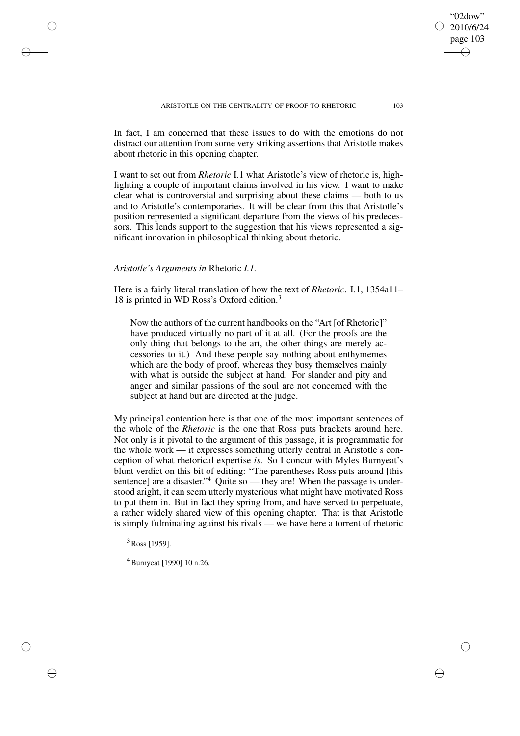In fact, I am concerned that these issues to do with the emotions do not distract our attention from some very striking assertions that Aristotle makes about rhetoric in this opening chapter.

I want to set out from *Rhetoric* I.1 what Aristotle's view of rhetoric is, highlighting a couple of important claims involved in his view. I want to make clear what is controversial and surprising about these claims — both to us and to Aristotle's contemporaries. It will be clear from this that Aristotle's position represented a significant departure from the views of his predecessors. This lends support to the suggestion that his views represented a significant innovation in philosophical thinking about rhetoric.

### *Aristotle's Arguments in* Rhetoric *I.1.*

Here is a fairly literal translation of how the text of *Rhetoric*. I.1, 1354a11–18 is printed in WD Ross's Oxford edition.[3]

> Now the authors of the current handbooks on the "Art [of Rhetoric]" have produced virtually no part of it at all. (For the proofs are the only thing that belongs to the art, the other things are merely accessories to it.) And these people say nothing about enthymemes which are the body of proof, whereas they busy themselves mainly with what is outside the subject at hand. For slander and pity and anger and similar passions of the soul are not concerned with the subject at hand but are directed at the judge.

My principal contention here is that one of the most important sentences of the whole of the *Rhetoric* is the one that Ross puts brackets around here. Not only is it pivotal to the argument of this passage, it is programmatic for the whole work — it expresses something utterly central in Aristotle's conception of what rhetorical expertise *is*. So I concur with Myles Burnyeat's blunt verdict on this bit of editing: "The parentheses Ross puts around [this sentence] are a disaster."[4] Quite so — they are! When the passage is understood aright, it can seem utterly mysterious what might have motivated Ross to put them in. But in fact they spring from, and have served to perpetuate, a rather widely shared view of this opening chapter. That is that Aristotle is simply fulminating against his rivals — we have here a torrent of rhetoric

[3] Ross [1959].

[4] Burnyeat [1990] 10 n.26.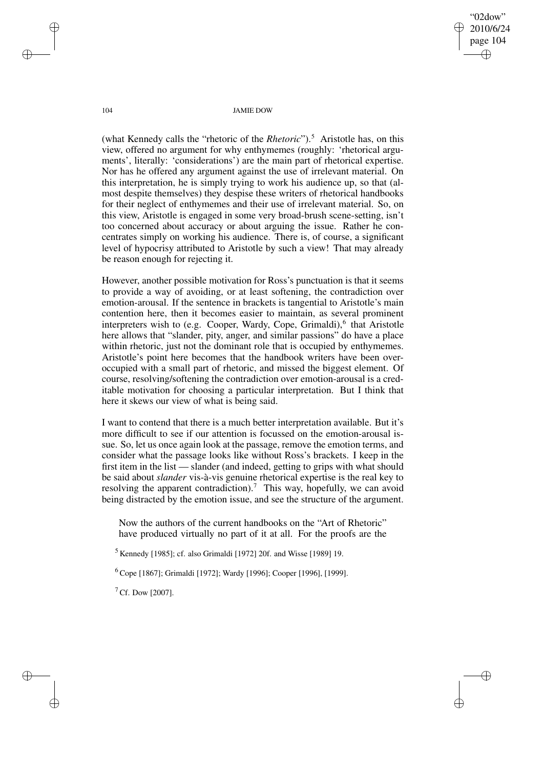(what Kennedy calls the "rhetoric of the *Rhetoric*").[5] Aristotle has, on this view, offered no argument for why enthymemes (roughly: 'rhetorical arguments', literally: 'considerations') are the main part of rhetorical expertise. Nor has he offered any argument against the use of irrelevant material. On this interpretation, he is simply trying to work his audience up, so that (almost despite themselves) they despise these writers of rhetorical handbooks for their neglect of enthymemes and their use of irrelevant material. So, on this view, Aristotle is engaged in some very broad-brush scene-setting, isn't too concerned about accuracy or about arguing the issue. Rather he concentrates simply on working his audience. There is, of course, a significant level of hypocrisy attributed to Aristotle by such a view! That may already be reason enough for rejecting it.

However, another possible motivation for Ross's punctuation is that it seems to provide a way of avoiding, or at least softening, the contradiction over emotion-arousal. If the sentence in brackets is tangential to Aristotle's main contention here, then it becomes easier to maintain, as several prominent interpreters wish to (e.g. Cooper, Wardy, Cope, Grimaldi),[6] that Aristotle here allows that "slander, pity, anger, and similar passions" do have a place within rhetoric, just not the dominant role that is occupied by enthymemes. Aristotle's point here becomes that the handbook writers have been over-occupied with a small part of rhetoric, and missed the biggest element. Of course, resolving/softening the contradiction over emotion-arousal is a creditable motivation for choosing a particular interpretation. But I think that here it skews our view of what is being said.

I want to contend that there is a much better interpretation available. But it's more difficult to see if our attention is focussed on the emotion-arousal issue. So, let us once again look at the passage, remove the emotion terms, and consider what the passage looks like without Ross's brackets. I keep in the first item in the list — slander (and indeed, getting to grips with what should be said about *slander* vis-à-vis genuine rhetorical expertise is the real key to resolving the apparent contradiction).[7] This way, hopefully, we can avoid being distracted by the emotion issue, and see the structure of the argument.

> Now the authors of the current handbooks on the "Art of Rhetoric" have produced virtually no part of it at all. For the proofs are the

[5] Kennedy [1985]; cf. also Grimaldi [1972] 20f. and Wisse [1989] 19.

[6] Cope [1867]; Grimaldi [1972]; Wardy [1996]; Cooper [1996], [1999].

[7] Cf. Dow [2007].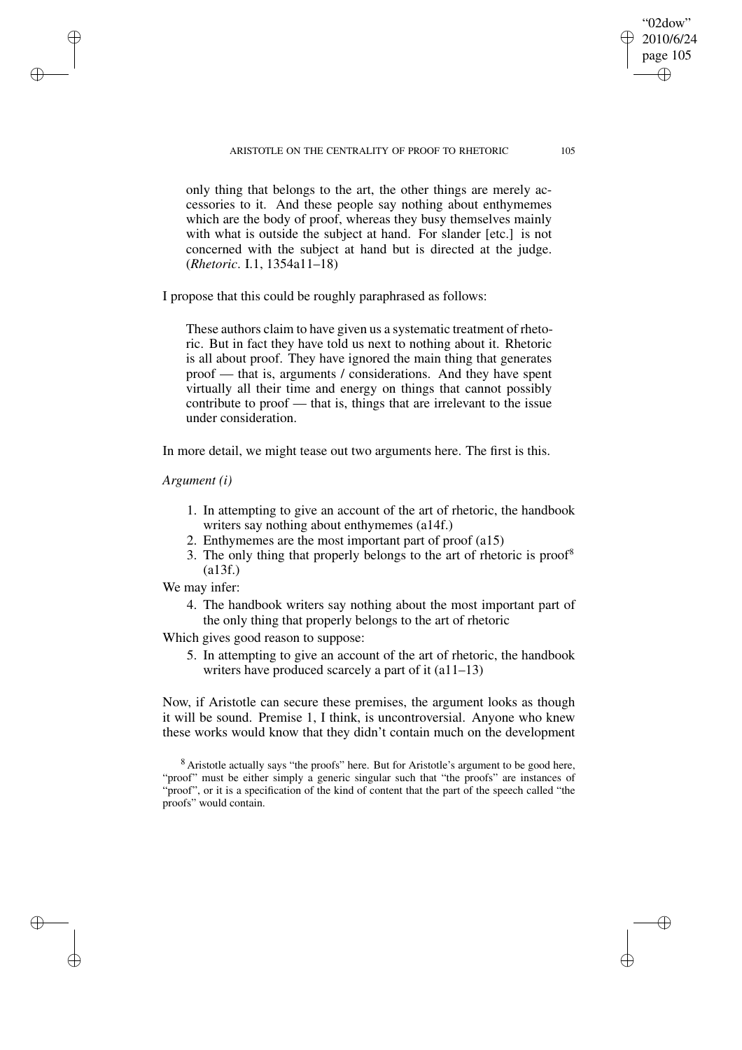only thing that belongs to the art, the other things are merely accessories to it. And these people say nothing about enthymemes which are the body of proof, whereas they busy themselves mainly with what is outside the subject at hand. For slander [etc.] is not concerned with the subject at hand but is directed at the judge. (*Rhetoric*. I.1, 1354a11–18)

I propose that this could be roughly paraphrased as follows:

> These authors claim to have given us a systematic treatment of rhetoric. But in fact they have told us next to nothing about it. Rhetoric is all about proof. They have ignored the main thing that generates proof — that is, arguments / considerations. And they have spent virtually all their time and energy on things that cannot possibly contribute to proof — that is, things that are irrelevant to the issue under consideration.

In more detail, we might tease out two arguments here. The first is this.

*Argument (i)*

1. In attempting to give an account of the art of rhetoric, the handbook writers say nothing about enthymemes (a14f.)
2. Enthymemes are the most important part of proof (a15)
3. The only thing that properly belongs to the art of rhetoric is proof[8] (a13f.)

We may infer:

4. The handbook writers say nothing about the most important part of the only thing that properly belongs to the art of rhetoric

Which gives good reason to suppose:

5. In attempting to give an account of the art of rhetoric, the handbook writers have produced scarcely a part of it (a11–13)

Now, if Aristotle can secure these premises, the argument looks as though it will be sound. Premise 1, I think, is uncontroversial. Anyone who knew these works would know that they didn't contain much on the development

[8] Aristotle actually says "the proofs" here. But for Aristotle's argument to be good here, "proof" must be either simply a generic singular such that "the proofs" are instances of "proof", or it is a specification of the kind of content that the part of the speech called "the proofs" would contain.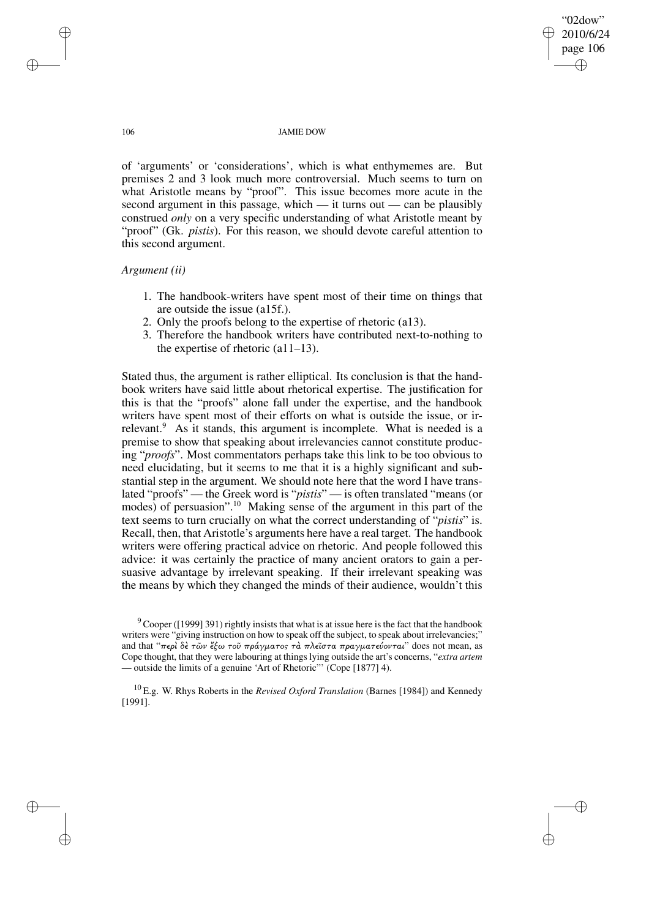of 'arguments' or 'considerations', which is what enthymemes are. But premises 2 and 3 look much more controversial. Much seems to turn on what Aristotle means by "proof". This issue becomes more acute in the second argument in this passage, which — it turns out — can be plausibly construed *only* on a very specific understanding of what Aristotle meant by "proof" (Gk. *pistis*). For this reason, we should devote careful attention to this second argument.

*Argument (ii)*

1. The handbook-writers have spent most of their time on things that are outside the issue (a15f.).
2. Only the proofs belong to the expertise of rhetoric (a13).
3. Therefore the handbook writers have contributed next-to-nothing to the expertise of rhetoric (a11–13).

Stated thus, the argument is rather elliptical. Its conclusion is that the handbook writers have said little about rhetorical expertise. The justification for this is that the "proofs" alone fall under the expertise, and the handbook writers have spent most of their efforts on what is outside the issue, or irrelevant.[9] As it stands, this argument is incomplete. What is needed is a premise to show that speaking about irrelevancies cannot constitute producing "*proofs*". Most commentators perhaps take this link to be too obvious to need elucidating, but it seems to me that it is a highly significant and substantial step in the argument. We should note here that the word I have translated "proofs" — the Greek word is "*pistis*" — is often translated "means (or modes) of persuasion".[10] Making sense of the argument in this part of the text seems to turn crucially on what the correct understanding of "*pistis*" is. Recall, then, that Aristotle's arguments here have a real target. The handbook writers were offering practical advice on rhetoric. And people followed this advice: it was certainly the practice of many ancient orators to gain a persuasive advantage by irrelevant speaking. If their irrelevant speaking was the means by which they changed the minds of their audience, wouldn't this

[9] Cooper ([1999] 391) rightly insists that what is at issue here is the fact that the handbook writers were "giving instruction on how to speak off the subject, to speak about irrelevancies;" and that "περὶ δὲ τῶν ἔξω τοῦ πράγματος τὰ πλεῖστα πραγματεύονται" does not mean, as Cope thought, that they were labouring at things lying outside the art's concerns, "*extra artem* — outside the limits of a genuine 'Art of Rhetoric'" (Cope [1877] 4).

[10] E.g. W. Rhys Roberts in the *Revised Oxford Translation* (Barnes [1984]) and Kennedy [1991].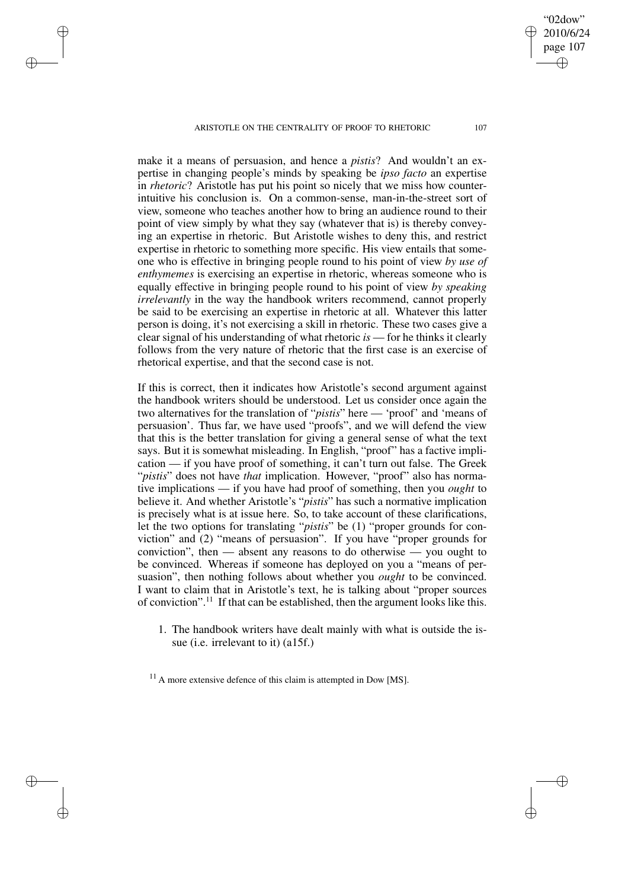make it a means of persuasion, and hence a *pistis*? And wouldn't an expertise in changing people's minds by speaking be *ipso facto* an expertise in *rhetoric*? Aristotle has put his point so nicely that we miss how counter-intuitive his conclusion is. On a common-sense, man-in-the-street sort of view, someone who teaches another how to bring an audience round to their point of view simply by what they say (whatever that is) is thereby conveying an expertise in rhetoric. But Aristotle wishes to deny this, and restrict expertise in rhetoric to something more specific. His view entails that someone who is effective in bringing people round to his point of view *by use of enthymemes* is exercising an expertise in rhetoric, whereas someone who is equally effective in bringing people round to his point of view *by speaking irrelevantly* in the way the handbook writers recommend, cannot properly be said to be exercising an expertise in rhetoric at all. Whatever this latter person is doing, it's not exercising a skill in rhetoric. These two cases give a clear signal of his understanding of what rhetoric *is* — for he thinks it clearly follows from the very nature of rhetoric that the first case is an exercise of rhetorical expertise, and that the second case is not.

If this is correct, then it indicates how Aristotle's second argument against the handbook writers should be understood. Let us consider once again the two alternatives for the translation of "*pistis*" here — 'proof' and 'means of persuasion'. Thus far, we have used "proofs", and we will defend the view that this is the better translation for giving a general sense of what the text says. But it is somewhat misleading. In English, "proof" has a factive implication — if you have proof of something, it can't turn out false. The Greek "*pistis*" does not have *that* implication. However, "proof" also has normative implications — if you have had proof of something, then you *ought* to believe it. And whether Aristotle's "*pistis*" has such a normative implication is precisely what is at issue here. So, to take account of these clarifications, let the two options for translating "*pistis*" be (1) "proper grounds for conviction" and (2) "means of persuasion". If you have "proper grounds for conviction", then — absent any reasons to do otherwise — you ought to be convinced. Whereas if someone has deployed on you a "means of persuasion", then nothing follows about whether you *ought* to be convinced. I want to claim that in Aristotle's text, he is talking about "proper sources of conviction".[11] If that can be established, then the argument looks like this.

1. The handbook writers have dealt mainly with what is outside the issue (i.e. irrelevant to it) (a15f.)

[11] A more extensive defence of this claim is attempted in Dow [MS].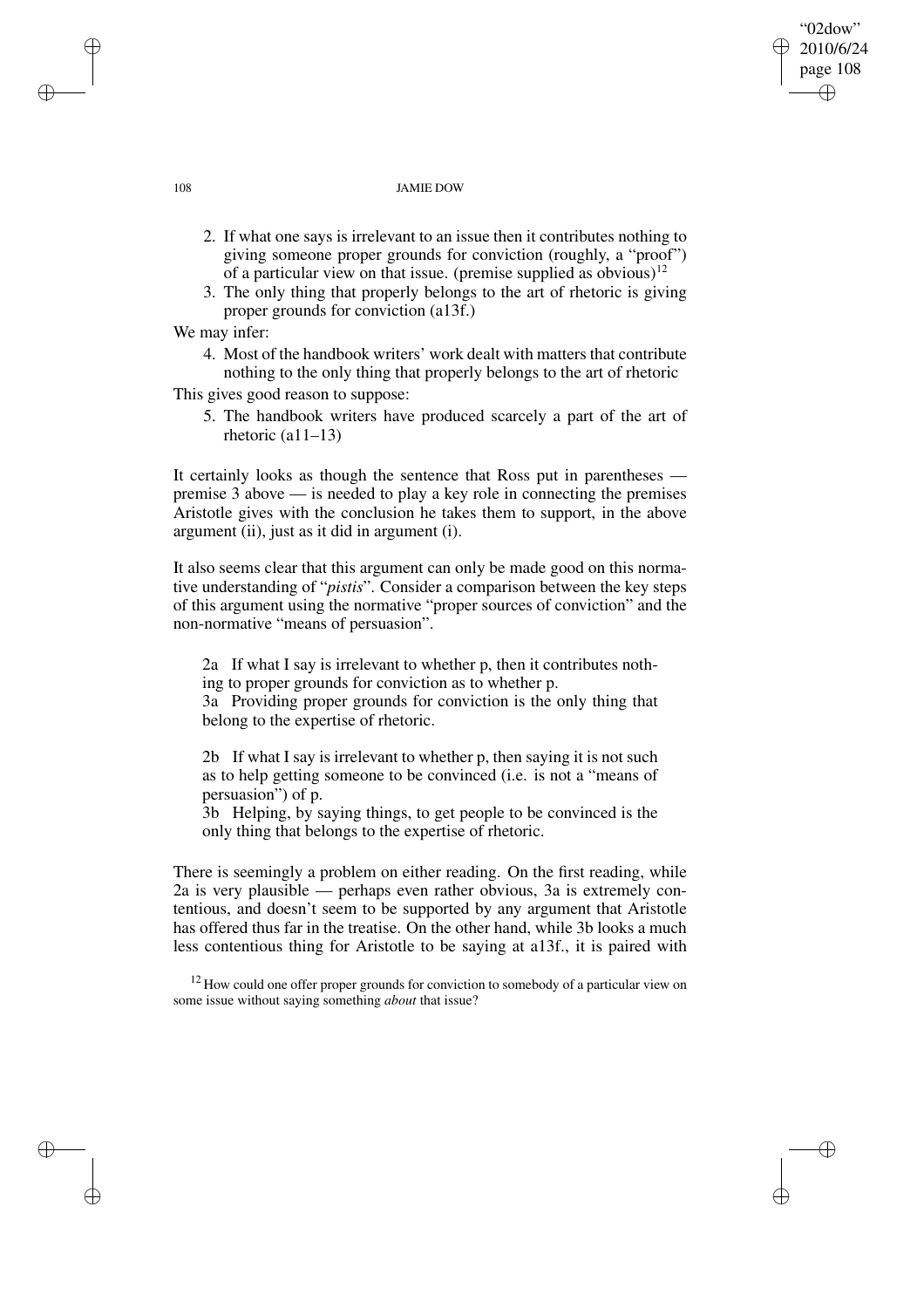2. If what one says is irrelevant to an issue then it contributes nothing to giving someone proper grounds for conviction (roughly, a "proof") of a particular view on that issue. (premise supplied as obvious)[12]
3. The only thing that properly belongs to the art of rhetoric is giving proper grounds for conviction (a13f.)

We may infer:

4. Most of the handbook writers' work dealt with matters that contribute nothing to the only thing that properly belongs to the art of rhetoric

This gives good reason to suppose:

5. The handbook writers have produced scarcely a part of the art of rhetoric (a11–13)

It certainly looks as though the sentence that Ross put in parentheses — premise 3 above — is needed to play a key role in connecting the premises Aristotle gives with the conclusion he takes them to support, in the above argument (ii), just as it did in argument (i).

It also seems clear that this argument can only be made good on this normative understanding of "*pistis*". Consider a comparison between the key steps of this argument using the normative "proper sources of conviction" and the non-normative "means of persuasion".

> 2a If what I say is irrelevant to whether p, then it contributes nothing to proper grounds for conviction as to whether p.
> 3a Providing proper grounds for conviction is the only thing that belong to the expertise of rhetoric.
>
> 2b If what I say is irrelevant to whether p, then saying it is not such as to help getting someone to be convinced (i.e. is not a "means of persuasion") of p.
> 3b Helping, by saying things, to get people to be convinced is the only thing that belongs to the expertise of rhetoric.

There is seemingly a problem on either reading. On the first reading, while 2a is very plausible — perhaps even rather obvious, 3a is extremely contentious, and doesn't seem to be supported by any argument that Aristotle has offered thus far in the treatise. On the other hand, while 3b looks a much less contentious thing for Aristotle to be saying at a13f., it is paired with

[12] How could one offer proper grounds for conviction to somebody of a particular view on some issue without saying something *about* that issue?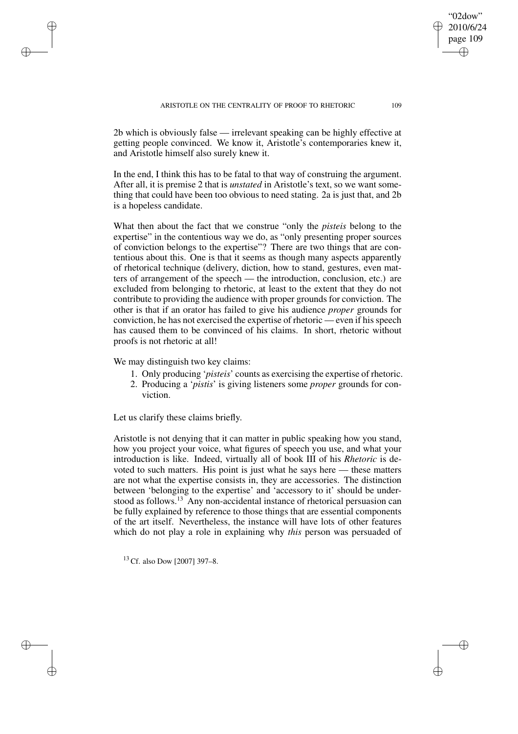2b which is obviously false — irrelevant speaking can be highly effective at getting people convinced. We know it, Aristotle's contemporaries knew it, and Aristotle himself also surely knew it.

In the end, I think this has to be fatal to that way of construing the argument. After all, it is premise 2 that is *unstated* in Aristotle's text, so we want something that could have been too obvious to need stating. 2a is just that, and 2b is a hopeless candidate.

What then about the fact that we construe "only the *pisteis* belong to the expertise" in the contentious way we do, as "only presenting proper sources of conviction belongs to the expertise"? There are two things that are contentious about this. One is that it seems as though many aspects apparently of rhetorical technique (delivery, diction, how to stand, gestures, even matters of arrangement of the speech — the introduction, conclusion, etc.) are excluded from belonging to rhetoric, at least to the extent that they do not contribute to providing the audience with proper grounds for conviction. The other is that if an orator has failed to give his audience *proper* grounds for conviction, he has not exercised the expertise of rhetoric — even if his speech has caused them to be convinced of his claims. In short, rhetoric without proofs is not rhetoric at all!

We may distinguish two key claims:

1. Only producing '*pisteis*' counts as exercising the expertise of rhetoric.
2. Producing a '*pistis*' is giving listeners some *proper* grounds for conviction.

Let us clarify these claims briefly.

Aristotle is not denying that it can matter in public speaking how you stand, how you project your voice, what figures of speech you use, and what your introduction is like. Indeed, virtually all of book III of his *Rhetoric* is devoted to such matters. His point is just what he says here — these matters are not what the expertise consists in, they are accessories. The distinction between 'belonging to the expertise' and 'accessory to it' should be understood as follows.[13] Any non-accidental instance of rhetorical persuasion can be fully explained by reference to those things that are essential components of the art itself. Nevertheless, the instance will have lots of other features which do not play a role in explaining why *this* person was persuaded of

[13] Cf. also Dow [2007] 397–8.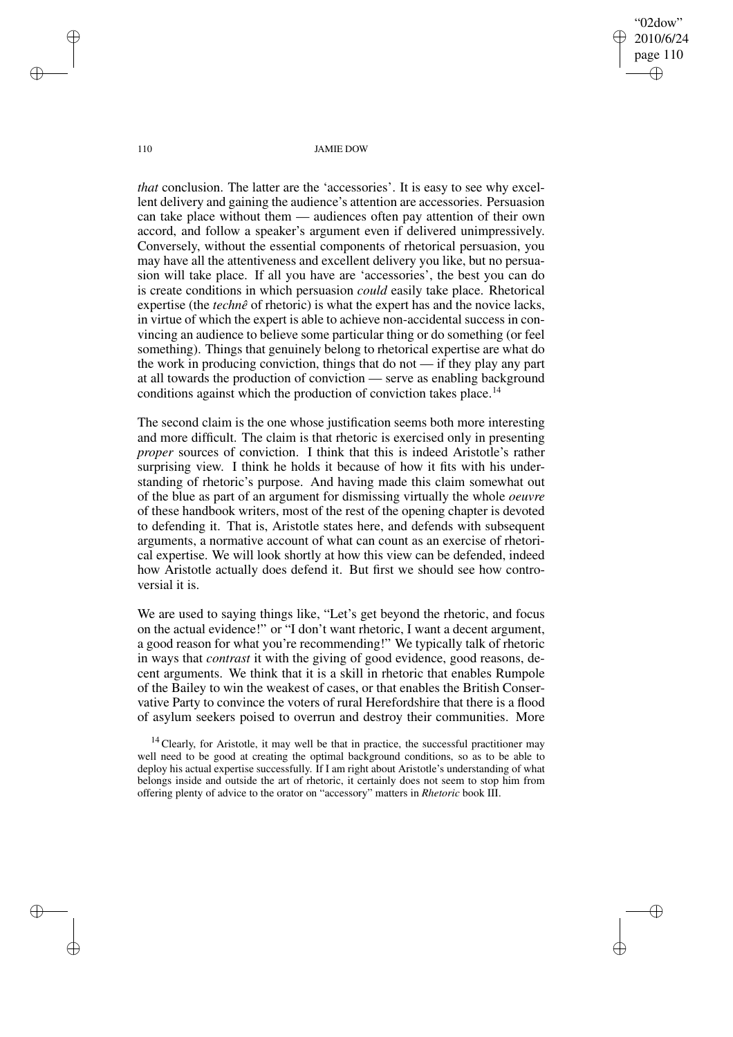*that* conclusion. The latter are the 'accessories'. It is easy to see why excellent delivery and gaining the audience's attention are accessories. Persuasion can take place without them — audiences often pay attention of their own accord, and follow a speaker's argument even if delivered unimpressively. Conversely, without the essential components of rhetorical persuasion, you may have all the attentiveness and excellent delivery you like, but no persuasion will take place. If all you have are 'accessories', the best you can do is create conditions in which persuasion *could* easily take place. Rhetorical expertise (the *technê* of rhetoric) is what the expert has and the novice lacks, in virtue of which the expert is able to achieve non-accidental success in convincing an audience to believe some particular thing or do something (or feel something). Things that genuinely belong to rhetorical expertise are what do the work in producing conviction, things that do not — if they play any part at all towards the production of conviction — serve as enabling background conditions against which the production of conviction takes place.[14]

The second claim is the one whose justification seems both more interesting and more difficult. The claim is that rhetoric is exercised only in presenting *proper* sources of conviction. I think that this is indeed Aristotle's rather surprising view. I think he holds it because of how it fits with his understanding of rhetoric's purpose. And having made this claim somewhat out of the blue as part of an argument for dismissing virtually the whole *oeuvre* of these handbook writers, most of the rest of the opening chapter is devoted to defending it. That is, Aristotle states here, and defends with subsequent arguments, a normative account of what can count as an exercise of rhetorical expertise. We will look shortly at how this view can be defended, indeed how Aristotle actually does defend it. But first we should see how controversial it is.

We are used to saying things like, "Let's get beyond the rhetoric, and focus on the actual evidence!" or "I don't want rhetoric, I want a decent argument, a good reason for what you're recommending!" We typically talk of rhetoric in ways that *contrast* it with the giving of good evidence, good reasons, decent arguments. We think that it is a skill in rhetoric that enables Rumpole of the Bailey to win the weakest of cases, or that enables the British Conservative Party to convince the voters of rural Herefordshire that there is a flood of asylum seekers poised to overrun and destroy their communities. More

[14] Clearly, for Aristotle, it may well be that in practice, the successful practitioner may well need to be good at creating the optimal background conditions, so as to be able to deploy his actual expertise successfully. If I am right about Aristotle's understanding of what belongs inside and outside the art of rhetoric, it certainly does not seem to stop him from offering plenty of advice to the orator on "accessory" matters in *Rhetoric* book III.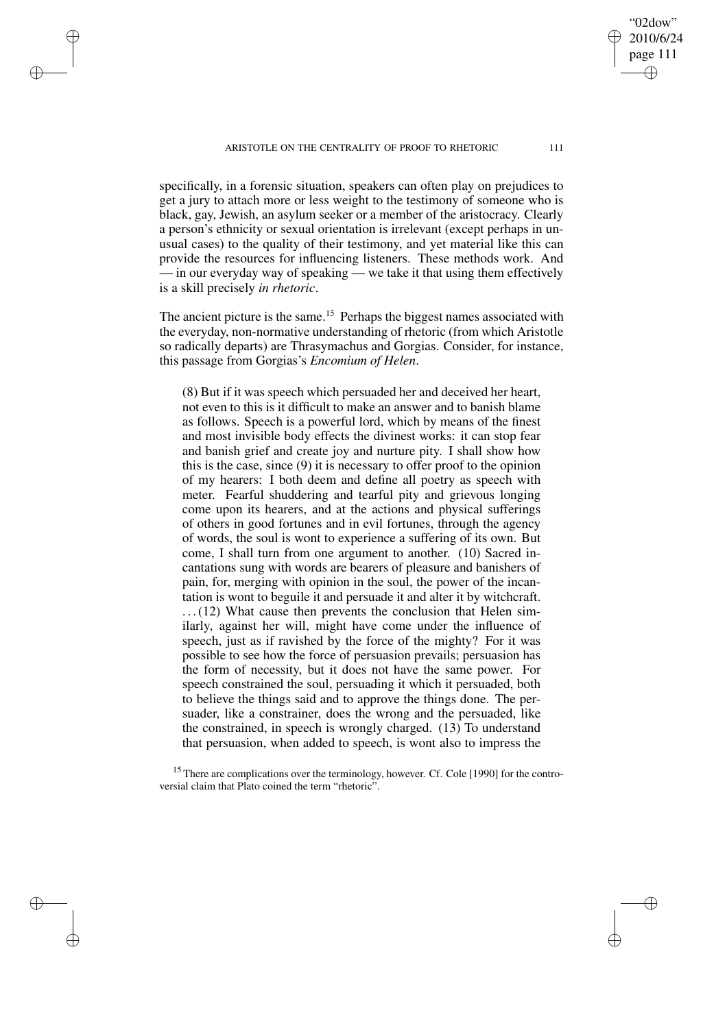specifically, in a forensic situation, speakers can often play on prejudices to get a jury to attach more or less weight to the testimony of someone who is black, gay, Jewish, an asylum seeker or a member of the aristocracy. Clearly a person's ethnicity or sexual orientation is irrelevant (except perhaps in unusual cases) to the quality of their testimony, and yet material like this can provide the resources for influencing listeners. These methods work. And — in our everyday way of speaking — we take it that using them effectively is a skill precisely *in rhetoric*.

The ancient picture is the same.[15] Perhaps the biggest names associated with the everyday, non-normative understanding of rhetoric (from which Aristotle so radically departs) are Thrasymachus and Gorgias. Consider, for instance, this passage from Gorgias's *Encomium of Helen*.

> (8) But if it was speech which persuaded her and deceived her heart, not even to this is it difficult to make an answer and to banish blame as follows. Speech is a powerful lord, which by means of the finest and most invisible body effects the divinest works: it can stop fear and banish grief and create joy and nurture pity. I shall show how this is the case, since (9) it is necessary to offer proof to the opinion of my hearers: I both deem and define all poetry as speech with meter. Fearful shuddering and tearful pity and grievous longing come upon its hearers, and at the actions and physical sufferings of others in good fortunes and in evil fortunes, through the agency of words, the soul is wont to experience a suffering of its own. But come, I shall turn from one argument to another. (10) Sacred incantations sung with words are bearers of pleasure and banishers of pain, for, merging with opinion in the soul, the power of the incantation is wont to beguile it and persuade it and alter it by witchcraft. ...(12) What cause then prevents the conclusion that Helen similarly, against her will, might have come under the influence of speech, just as if ravished by the force of the mighty? For it was possible to see how the force of persuasion prevails; persuasion has the form of necessity, but it does not have the same power. For speech constrained the soul, persuading it which it persuaded, both to believe the things said and to approve the things done. The persuader, like a constrainer, does the wrong and the persuaded, like the constrained, in speech is wrongly charged. (13) To understand that persuasion, when added to speech, is wont also to impress the

[15] There are complications over the terminology, however. Cf. Cole [1990] for the controversial claim that Plato coined the term "rhetoric".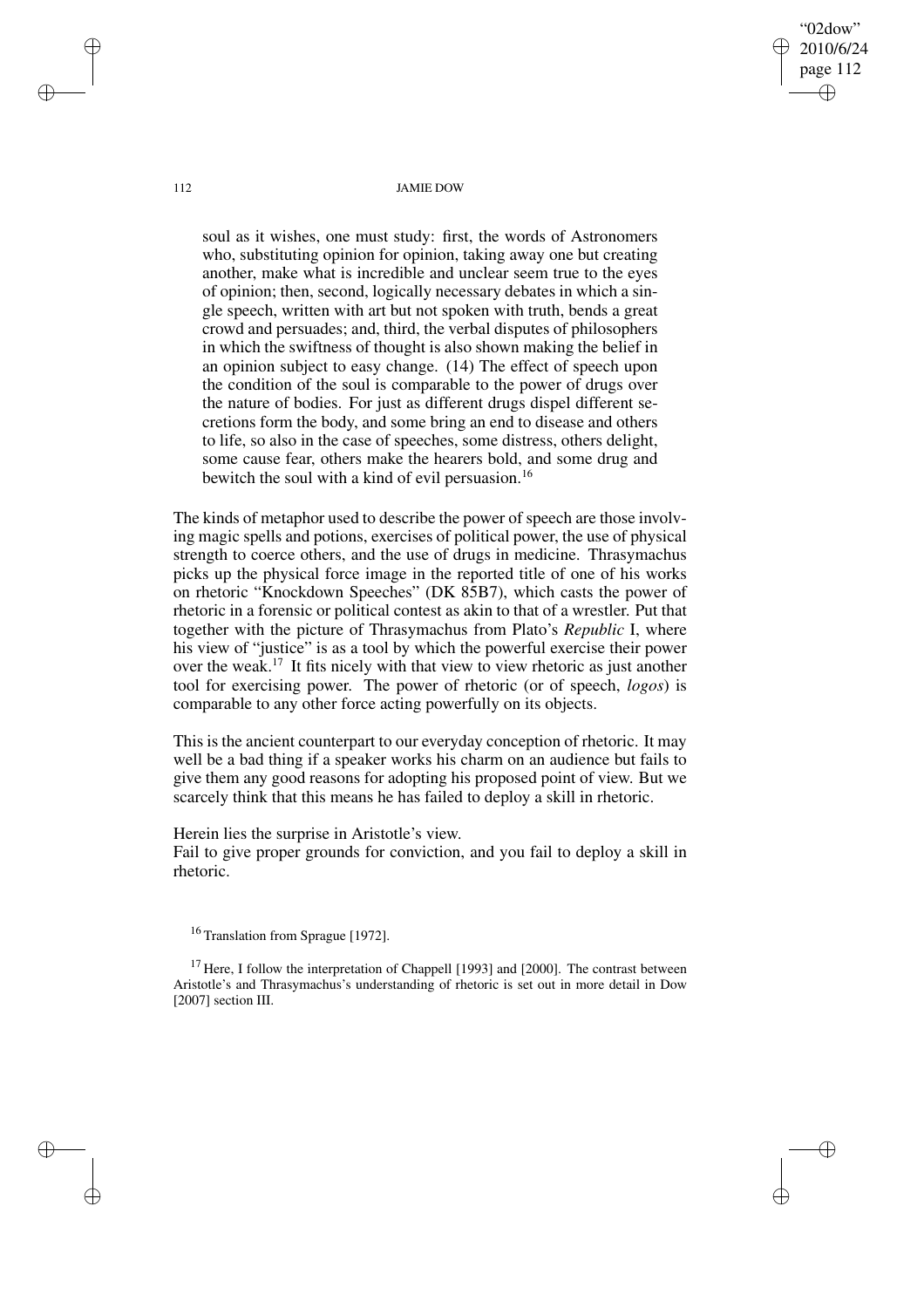soul as it wishes, one must study: first, the words of Astronomers who, substituting opinion for opinion, taking away one but creating another, make what is incredible and unclear seem true to the eyes of opinion; then, second, logically necessary debates in which a single speech, written with art but not spoken with truth, bends a great crowd and persuades; and, third, the verbal disputes of philosophers in which the swiftness of thought is also shown making the belief in an opinion subject to easy change. (14) The effect of speech upon the condition of the soul is comparable to the power of drugs over the nature of bodies. For just as different drugs dispel different secretions form the body, and some bring an end to disease and others to life, so also in the case of speeches, some distress, others delight, some cause fear, others make the hearers bold, and some drug and bewitch the soul with a kind of evil persuasion.[16]

The kinds of metaphor used to describe the power of speech are those involving magic spells and potions, exercises of political power, the use of physical strength to coerce others, and the use of drugs in medicine. Thrasymachus picks up the physical force image in the reported title of one of his works on rhetoric "Knockdown Speeches" (DK 85B7), which casts the power of rhetoric in a forensic or political contest as akin to that of a wrestler. Put that together with the picture of Thrasymachus from Plato's *Republic* I, where his view of "justice" is as a tool by which the powerful exercise their power over the weak.[17] It fits nicely with that view to view rhetoric as just another tool for exercising power. The power of rhetoric (or of speech, *logos*) is comparable to any other force acting powerfully on its objects.

This is the ancient counterpart to our everyday conception of rhetoric. It may well be a bad thing if a speaker works his charm on an audience but fails to give them any good reasons for adopting his proposed point of view. But we scarcely think that this means he has failed to deploy a skill in rhetoric.

Herein lies the surprise in Aristotle's view.
Fail to give proper grounds for conviction, and you fail to deploy a skill in rhetoric.

[16] Translation from Sprague [1972].

[17] Here, I follow the interpretation of Chappell [1993] and [2000]. The contrast between Aristotle's and Thrasymachus's understanding of rhetoric is set out in more detail in Dow [2007] section III.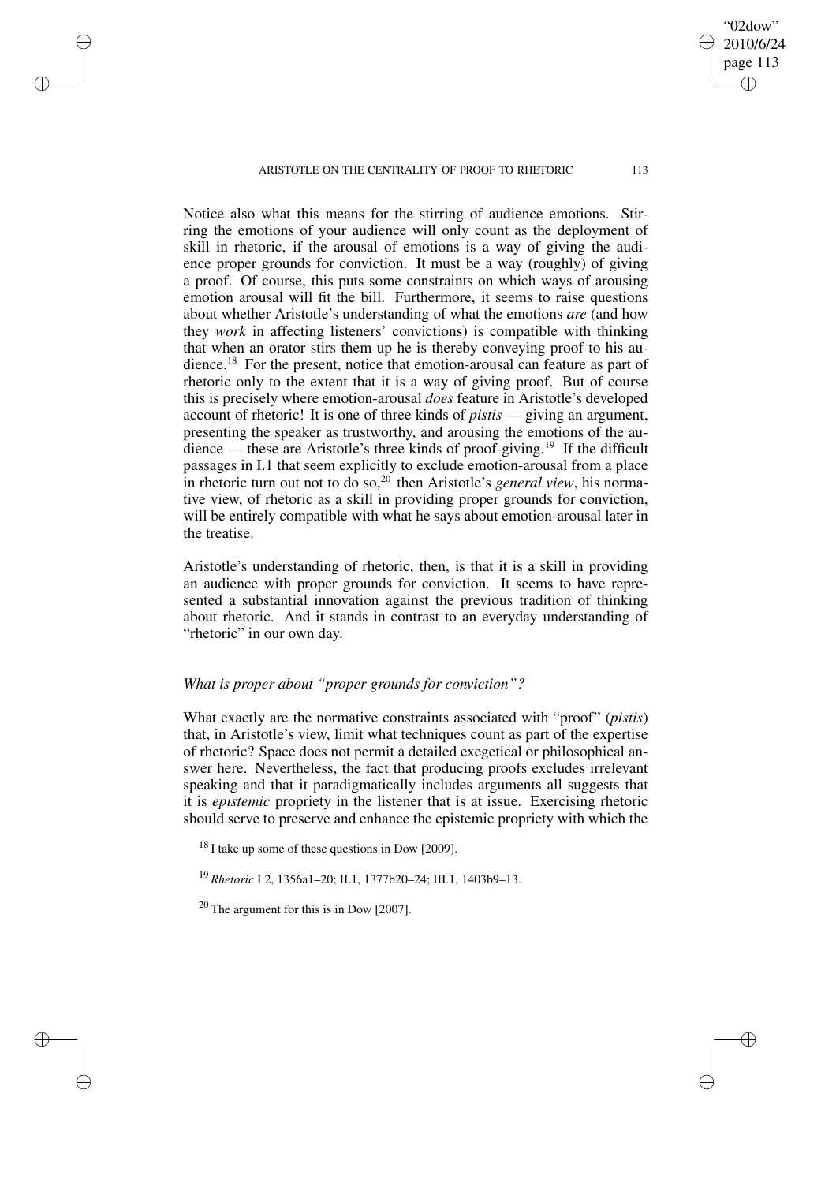Notice also what this means for the stirring of audience emotions. Stirring the emotions of your audience will only count as the deployment of skill in rhetoric, if the arousal of emotions is a way of giving the audience proper grounds for conviction. It must be a way (roughly) of giving a proof. Of course, this puts some constraints on which ways of arousing emotion arousal will fit the bill. Furthermore, it seems to raise questions about whether Aristotle's understanding of what the emotions *are* (and how they *work* in affecting listeners' convictions) is compatible with thinking that when an orator stirs them up he is thereby conveying proof to his audience.[18] For the present, notice that emotion-arousal can feature as part of rhetoric only to the extent that it is a way of giving proof. But of course this is precisely where emotion-arousal *does* feature in Aristotle's developed account of rhetoric! It is one of three kinds of *pistis* — giving an argument, presenting the speaker as trustworthy, and arousing the emotions of the audience — these are Aristotle's three kinds of proof-giving.[19] If the difficult passages in I.1 that seem explicitly to exclude emotion-arousal from a place in rhetoric turn out not to do so,[20] then Aristotle's *general view*, his normative view, of rhetoric as a skill in providing proper grounds for conviction, will be entirely compatible with what he says about emotion-arousal later in the treatise.

Aristotle's understanding of rhetoric, then, is that it is a skill in providing an audience with proper grounds for conviction. It seems to have represented a substantial innovation against the previous tradition of thinking about rhetoric. And it stands in contrast to an everyday understanding of "rhetoric" in our own day.

### *What is proper about "proper grounds for conviction"?*

What exactly are the normative constraints associated with "proof" (*pistis*) that, in Aristotle's view, limit what techniques count as part of the expertise of rhetoric? Space does not permit a detailed exegetical or philosophical answer here. Nevertheless, the fact that producing proofs excludes irrelevant speaking and that it paradigmatically includes arguments all suggests that it is *epistemic* propriety in the listener that is at issue. Exercising rhetoric should serve to preserve and enhance the epistemic propriety with which the

[18] I take up some of these questions in Dow [2009].

[19] *Rhetoric* I.2, 1356a1–20; II.1, 1377b20–24; III.1, 1403b9–13.

[20] The argument for this is in Dow [2007].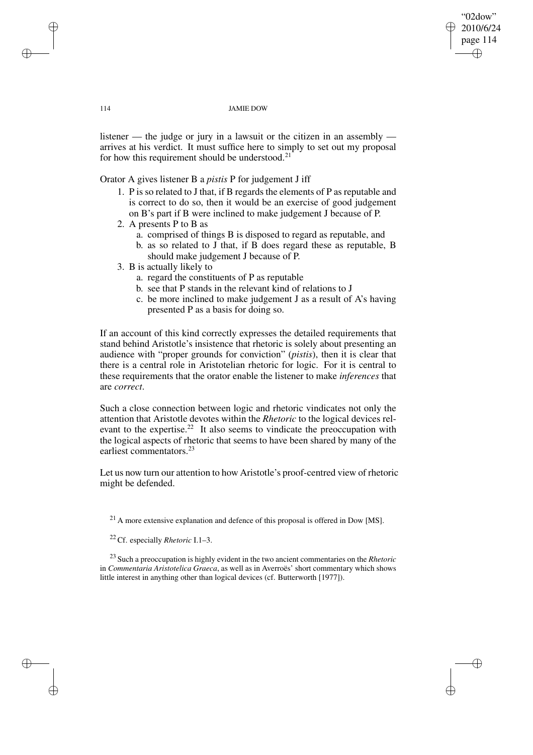listener — the judge or jury in a lawsuit or the citizen in an assembly — arrives at his verdict. It must suffice here to simply to set out my proposal for how this requirement should be understood.[21]

Orator A gives listener B a *pistis* P for judgement J iff

1. P is so related to J that, if B regards the elements of P as reputable and is correct to do so, then it would be an exercise of good judgement on B's part if B were inclined to make judgement J because of P.
2. A presents P to B as
   a. comprised of things B is disposed to regard as reputable, and
   b. as so related to J that, if B does regard these as reputable, B should make judgement J because of P.
3. B is actually likely to
   a. regard the constituents of P as reputable
   b. see that P stands in the relevant kind of relations to J
   c. be more inclined to make judgement J as a result of A's having presented P as a basis for doing so.

If an account of this kind correctly expresses the detailed requirements that stand behind Aristotle's insistence that rhetoric is solely about presenting an audience with "proper grounds for conviction" (*pistis*), then it is clear that there is a central role in Aristotelian rhetoric for logic. For it is central to these requirements that the orator enable the listener to make *inferences* that are *correct*.

Such a close connection between logic and rhetoric vindicates not only the attention that Aristotle devotes within the *Rhetoric* to the logical devices relevant to the expertise.[22] It also seems to vindicate the preoccupation with the logical aspects of rhetoric that seems to have been shared by many of the earliest commentators.[23]

Let us now turn our attention to how Aristotle's proof-centred view of rhetoric might be defended.

[21] A more extensive explanation and defence of this proposal is offered in Dow [MS].

[22] Cf. especially *Rhetoric* I.1–3.

[23] Such a preoccupation is highly evident in the two ancient commentaries on the *Rhetoric* in *Commentaria Aristotelica Graeca*, as well as in Averroës' short commentary which shows little interest in anything other than logical devices (cf. Butterworth [1977]).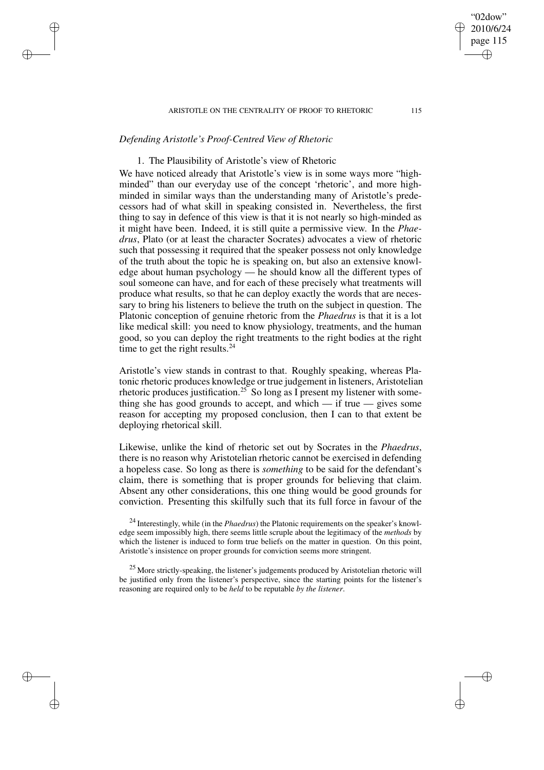## *Defending Aristotle's Proof-Centred View of Rhetoric*

### 1. The Plausibility of Aristotle's view of Rhetoric

We have noticed already that Aristotle's view is in some ways more "high-minded" than our everyday use of the concept 'rhetoric', and more high-minded in similar ways than the understanding many of Aristotle's predecessors had of what skill in speaking consisted in. Nevertheless, the first thing to say in defence of this view is that it is not nearly so high-minded as it might have been. Indeed, it is still quite a permissive view. In the *Phaedrus*, Plato (or at least the character Socrates) advocates a view of rhetoric such that possessing it required that the speaker possess not only knowledge of the truth about the topic he is speaking on, but also an extensive knowledge about human psychology — he should know all the different types of soul someone can have, and for each of these precisely what treatments will produce what results, so that he can deploy exactly the words that are necessary to bring his listeners to believe the truth on the subject in question. The Platonic conception of genuine rhetoric from the *Phaedrus* is that it is a lot like medical skill: you need to know physiology, treatments, and the human good, so you can deploy the right treatments to the right bodies at the right time to get the right results.[24]

Aristotle's view stands in contrast to that. Roughly speaking, whereas Platonic rhetoric produces knowledge or true judgement in listeners, Aristotelian rhetoric produces justification.[25] So long as I present my listener with something she has good grounds to accept, and which — if true — gives some reason for accepting my proposed conclusion, then I can to that extent be deploying rhetorical skill.

Likewise, unlike the kind of rhetoric set out by Socrates in the *Phaedrus*, there is no reason why Aristotelian rhetoric cannot be exercised in defending a hopeless case. So long as there is *something* to be said for the defendant's claim, there is something that is proper grounds for believing that claim. Absent any other considerations, this one thing would be good grounds for conviction. Presenting this skilfully such that its full force in favour of the

---

[24] Interestingly, while (in the *Phaedrus*) the Platonic requirements on the speaker's knowledge seem impossibly high, there seems little scruple about the legitimacy of the *methods* by which the listener is induced to form true beliefs on the matter in question. On this point, Aristotle's insistence on proper grounds for conviction seems more stringent.

[25] More strictly-speaking, the listener's judgements produced by Aristotelian rhetoric will be justified only from the listener's perspective, since the starting points for the listener's reasoning are required only to be *held* to be reputable *by the listener*.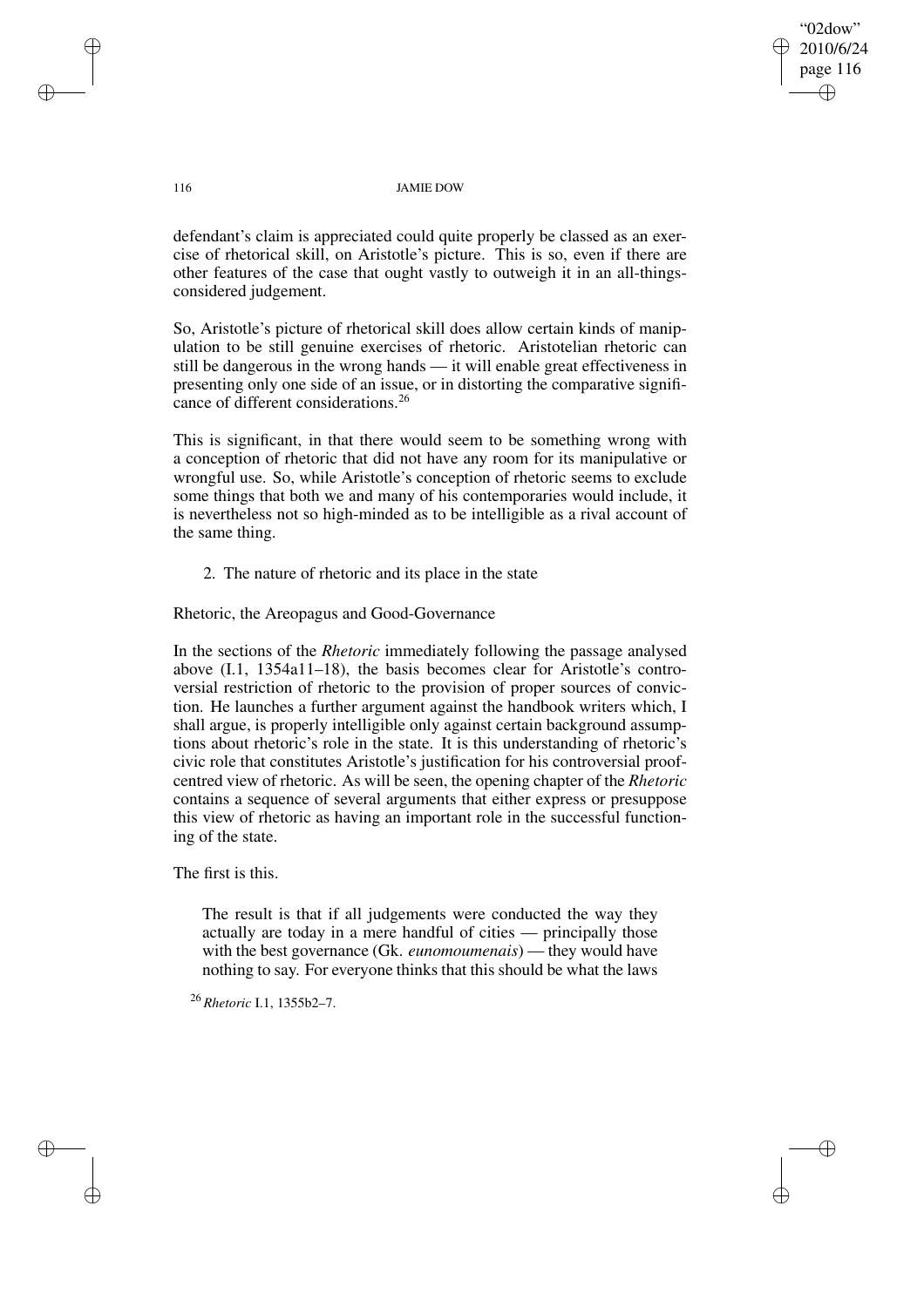defendant's claim is appreciated could quite properly be classed as an exercise of rhetorical skill, on Aristotle's picture. This is so, even if there are other features of the case that ought vastly to outweigh it in an all-things-considered judgement.

So, Aristotle's picture of rhetorical skill does allow certain kinds of manipulation to be still genuine exercises of rhetoric. Aristotelian rhetoric can still be dangerous in the wrong hands — it will enable great effectiveness in presenting only one side of an issue, or in distorting the comparative significance of different considerations.[26]

This is significant, in that there would seem to be something wrong with a conception of rhetoric that did not have any room for its manipulative or wrongful use. So, while Aristotle's conception of rhetoric seems to exclude some things that both we and many of his contemporaries would include, it is nevertheless not so high-minded as to be intelligible as a rival account of the same thing.

## 2. The nature of rhetoric and its place in the state

### Rhetoric, the Areopagus and Good-Governance

In the sections of the *Rhetoric* immediately following the passage analysed above (I.1, 1354a11–18), the basis becomes clear for Aristotle's controversial restriction of rhetoric to the provision of proper sources of conviction. He launches a further argument against the handbook writers which, I shall argue, is properly intelligible only against certain background assumptions about rhetoric's role in the state. It is this understanding of rhetoric's civic role that constitutes Aristotle's justification for his controversial proof-centred view of rhetoric. As will be seen, the opening chapter of the *Rhetoric* contains a sequence of several arguments that either express or presuppose this view of rhetoric as having an important role in the successful functioning of the state.

The first is this.

> The result is that if all judgements were conducted the way they actually are today in a mere handful of cities — principally those with the best governance (Gk. *eunomoumenais*) — they would have nothing to say. For everyone thinks that this should be what the laws

[26] *Rhetoric* I.1, 1355b2–7.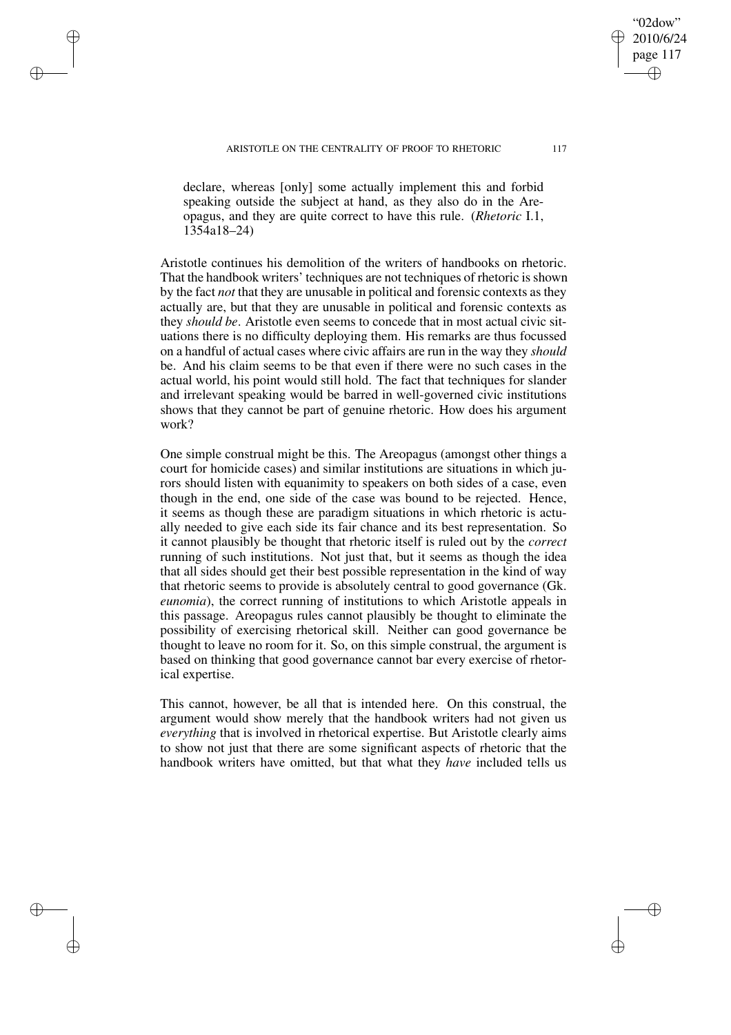> declare, whereas [only] some actually implement this and forbid speaking outside the subject at hand, as they also do in the Areopagus, and they are quite correct to have this rule. (*Rhetoric* I.1, 1354a18–24)

Aristotle continues his demolition of the writers of handbooks on rhetoric. That the handbook writers' techniques are not techniques of rhetoric is shown by the fact *not* that they are unusable in political and forensic contexts as they actually are, but that they are unusable in political and forensic contexts as they *should be*. Aristotle even seems to concede that in most actual civic situations there is no difficulty deploying them. His remarks are thus focussed on a handful of actual cases where civic affairs are run in the way they *should* be. And his claim seems to be that even if there were no such cases in the actual world, his point would still hold. The fact that techniques for slander and irrelevant speaking would be barred in well-governed civic institutions shows that they cannot be part of genuine rhetoric. How does his argument work?

One simple construal might be this. The Areopagus (amongst other things a court for homicide cases) and similar institutions are situations in which jurors should listen with equanimity to speakers on both sides of a case, even though in the end, one side of the case was bound to be rejected. Hence, it seems as though these are paradigm situations in which rhetoric is actually needed to give each side its fair chance and its best representation. So it cannot plausibly be thought that rhetoric itself is ruled out by the *correct* running of such institutions. Not just that, but it seems as though the idea that all sides should get their best possible representation in the kind of way that rhetoric seems to provide is absolutely central to good governance (Gk. *eunomia*), the correct running of institutions to which Aristotle appeals in this passage. Areopagus rules cannot plausibly be thought to eliminate the possibility of exercising rhetorical skill. Neither can good governance be thought to leave no room for it. So, on this simple construal, the argument is based on thinking that good governance cannot bar every exercise of rhetorical expertise.

This cannot, however, be all that is intended here. On this construal, the argument would show merely that the handbook writers had not given us *everything* that is involved in rhetorical expertise. But Aristotle clearly aims to show not just that there are some significant aspects of rhetoric that the handbook writers have omitted, but that what they *have* included tells us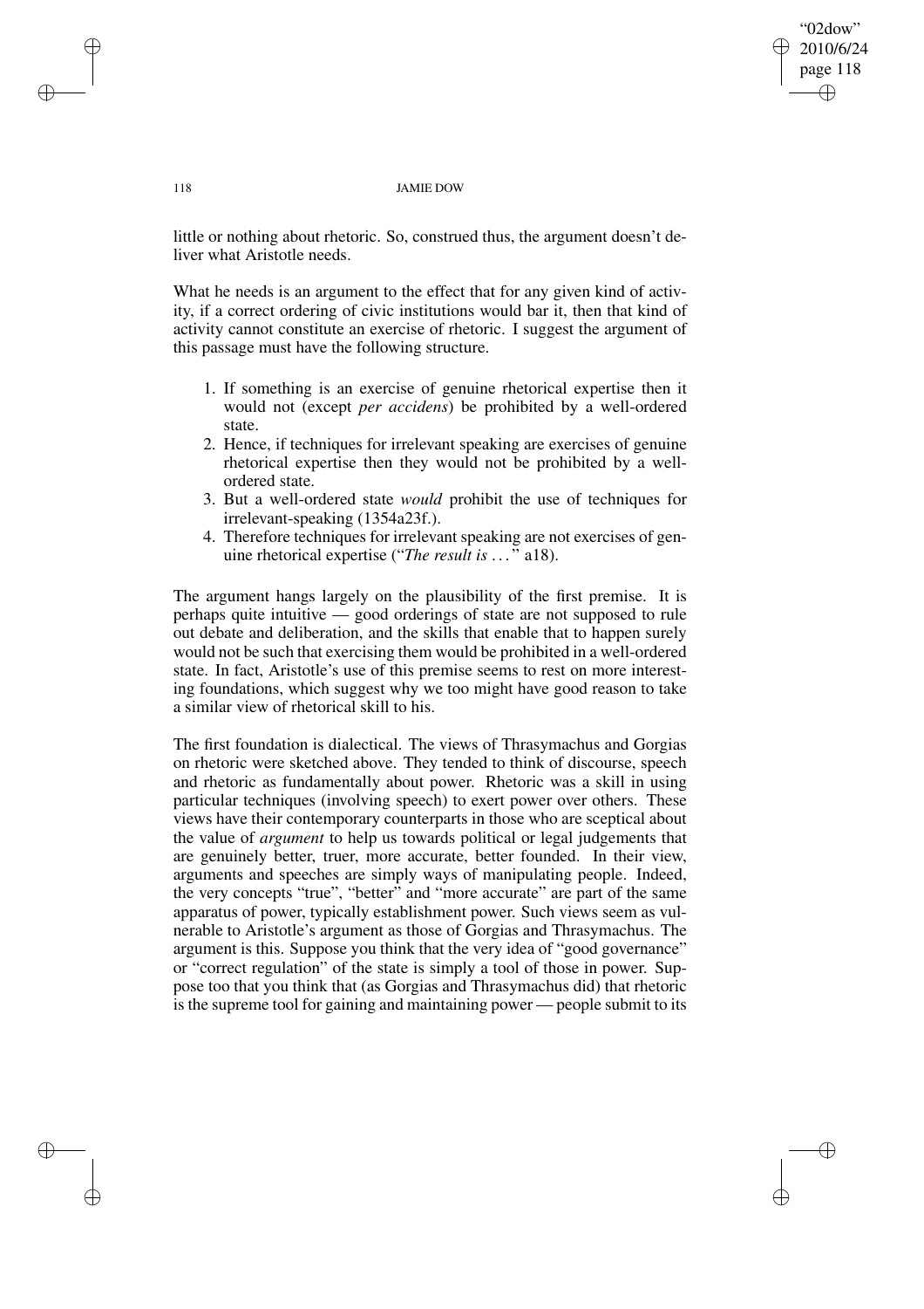little or nothing about rhetoric. So, construed thus, the argument doesn't deliver what Aristotle needs.

What he needs is an argument to the effect that for any given kind of activity, if a correct ordering of civic institutions would bar it, then that kind of activity cannot constitute an exercise of rhetoric. I suggest the argument of this passage must have the following structure.

1. If something is an exercise of genuine rhetorical expertise then it would not (except *per accidens*) be prohibited by a well-ordered state.
2. Hence, if techniques for irrelevant speaking are exercises of genuine rhetorical expertise then they would not be prohibited by a well-ordered state.
3. But a well-ordered state *would* prohibit the use of techniques for irrelevant-speaking (1354a23f.).
4. Therefore techniques for irrelevant speaking are not exercises of genuine rhetorical expertise ("*The result is* ..." a18).

The argument hangs largely on the plausibility of the first premise. It is perhaps quite intuitive — good orderings of state are not supposed to rule out debate and deliberation, and the skills that enable that to happen surely would not be such that exercising them would be prohibited in a well-ordered state. In fact, Aristotle's use of this premise seems to rest on more interesting foundations, which suggest why we too might have good reason to take a similar view of rhetorical skill to his.

The first foundation is dialectical. The views of Thrasymachus and Gorgias on rhetoric were sketched above. They tended to think of discourse, speech and rhetoric as fundamentally about power. Rhetoric was a skill in using particular techniques (involving speech) to exert power over others. These views have their contemporary counterparts in those who are sceptical about the value of *argument* to help us towards political or legal judgements that are genuinely better, truer, more accurate, better founded. In their view, arguments and speeches are simply ways of manipulating people. Indeed, the very concepts "true", "better" and "more accurate" are part of the same apparatus of power, typically establishment power. Such views seem as vulnerable to Aristotle's argument as those of Gorgias and Thrasymachus. The argument is this. Suppose you think that the very idea of "good governance" or "correct regulation" of the state is simply a tool of those in power. Suppose too that you think that (as Gorgias and Thrasymachus did) that rhetoric is the supreme tool for gaining and maintaining power — people submit to its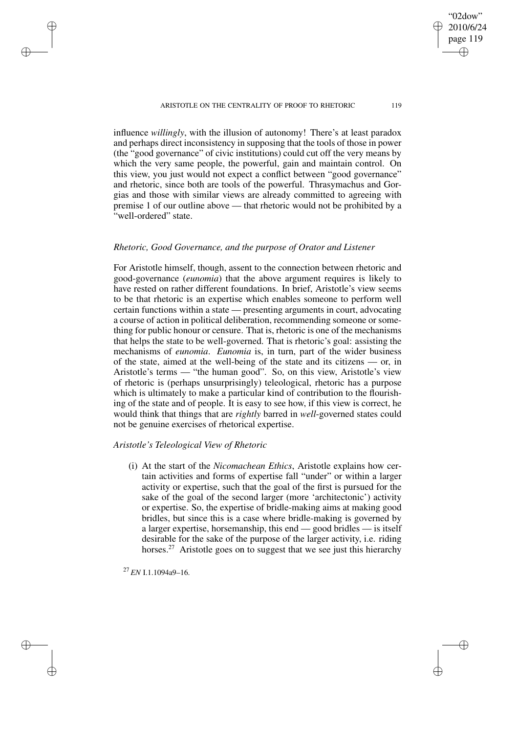influence *willingly*, with the illusion of autonomy! There's at least paradox and perhaps direct inconsistency in supposing that the tools of those in power (the "good governance" of civic institutions) could cut off the very means by which the very same people, the powerful, gain and maintain control. On this view, you just would not expect a conflict between "good governance" and rhetoric, since both are tools of the powerful. Thrasymachus and Gorgias and those with similar views are already committed to agreeing with premise 1 of our outline above — that rhetoric would not be prohibited by a "well-ordered" state.

### *Rhetoric, Good Governance, and the purpose of Orator and Listener*

For Aristotle himself, though, assent to the connection between rhetoric and good-governance (*eunomia*) that the above argument requires is likely to have rested on rather different foundations. In brief, Aristotle's view seems to be that rhetoric is an expertise which enables someone to perform well certain functions within a state — presenting arguments in court, advocating a course of action in political deliberation, recommending someone or something for public honour or censure. That is, rhetoric is one of the mechanisms that helps the state to be well-governed. That is rhetoric's goal: assisting the mechanisms of *eunomia*. *Eunomia* is, in turn, part of the wider business of the state, aimed at the well-being of the state and its citizens — or, in Aristotle's terms — "the human good". So, on this view, Aristotle's view of rhetoric is (perhaps unsurprisingly) teleological, rhetoric has a purpose which is ultimately to make a particular kind of contribution to the flourishing of the state and of people. It is easy to see how, if this view is correct, he would think that things that are *rightly* barred in *well*-governed states could not be genuine exercises of rhetorical expertise.

### *Aristotle's Teleological View of Rhetoric*

(i) At the start of the *Nicomachean Ethics*, Aristotle explains how certain activities and forms of expertise fall "under" or within a larger activity or expertise, such that the goal of the first is pursued for the sake of the goal of the second larger (more 'architectonic') activity or expertise. So, the expertise of bridle-making aims at making good bridles, but since this is a case where bridle-making is governed by a larger expertise, horsemanship, this end — good bridles — is itself desirable for the sake of the purpose of the larger activity, i.e. riding horses.[27] Aristotle goes on to suggest that we see just this hierarchy

[27] *EN* I.1.1094a9–16.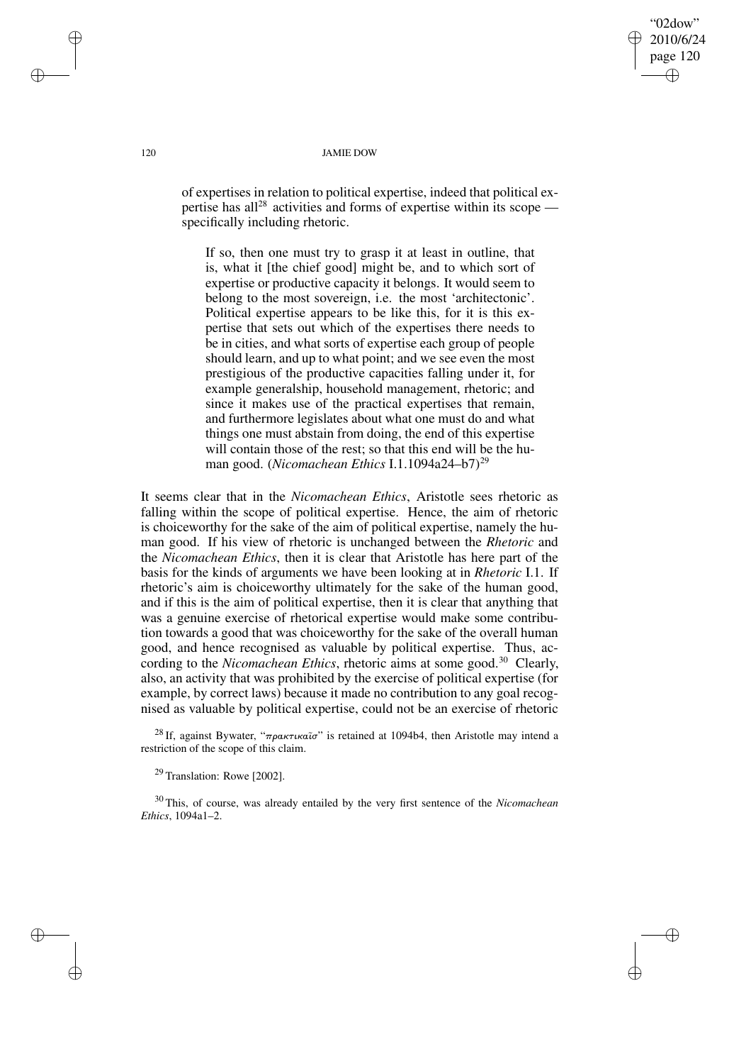of expertises in relation to political expertise, indeed that political expertise has all[28] activities and forms of expertise within its scope — specifically including rhetoric.

> If so, then one must try to grasp it at least in outline, that is, what it [the chief good] might be, and to which sort of expertise or productive capacity it belongs. It would seem to belong to the most sovereign, i.e. the most 'architectonic'. Political expertise appears to be like this, for it is this expertise that sets out which of the expertises there needs to be in cities, and what sorts of expertise each group of people should learn, and up to what point; and we see even the most prestigious of the productive capacities falling under it, for example generalship, household management, rhetoric; and since it makes use of the practical expertises that remain, and furthermore legislates about what one must do and what things one must abstain from doing, the end of this expertise will contain those of the rest; so that this end will be the human good. (*Nicomachean Ethics* I.1.1094a24–b7)[29]

It seems clear that in the *Nicomachean Ethics*, Aristotle sees rhetoric as falling within the scope of political expertise. Hence, the aim of rhetoric is choiceworthy for the sake of the aim of political expertise, namely the human good. If his view of rhetoric is unchanged between the *Rhetoric* and the *Nicomachean Ethics*, then it is clear that Aristotle has here part of the basis for the kinds of arguments we have been looking at in *Rhetoric* I.1. If rhetoric's aim is choiceworthy ultimately for the sake of the human good, and if this is the aim of political expertise, then it is clear that anything that was a genuine exercise of rhetorical expertise would make some contribution towards a good that was choiceworthy for the sake of the overall human good, and hence recognised as valuable by political expertise. Thus, according to the *Nicomachean Ethics*, rhetoric aims at some good.[30] Clearly, also, an activity that was prohibited by the exercise of political expertise (for example, by correct laws) because it made no contribution to any goal recognised as valuable by political expertise, could not be an exercise of rhetoric

[28] If, against Bywater, "πρακτικαῖσ" is retained at 1094b4, then Aristotle may intend a restriction of the scope of this claim.

[29] Translation: Rowe [2002].

[30] This, of course, was already entailed by the very first sentence of the *Nicomachean Ethics*, 1094a1–2.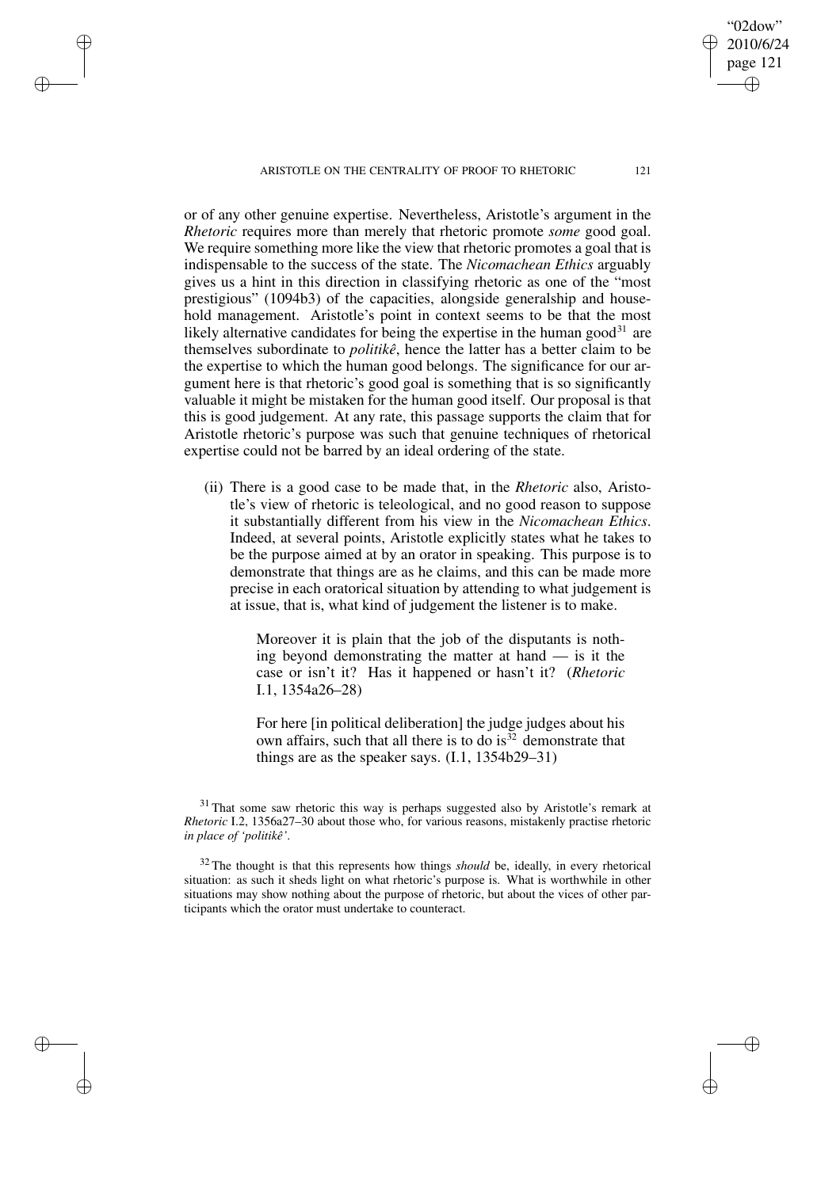or of any other genuine expertise. Nevertheless, Aristotle's argument in the *Rhetoric* requires more than merely that rhetoric promote *some* good goal. We require something more like the view that rhetoric promotes a goal that is indispensable to the success of the state. The *Nicomachean Ethics* arguably gives us a hint in this direction in classifying rhetoric as one of the "most prestigious" (1094b3) of the capacities, alongside generalship and household management. Aristotle's point in context seems to be that the most likely alternative candidates for being the expertise in the human good[31] are themselves subordinate to *politikê*, hence the latter has a better claim to be the expertise to which the human good belongs. The significance for our argument here is that rhetoric's good goal is something that is so significantly valuable it might be mistaken for the human good itself. Our proposal is that this is good judgement. At any rate, this passage supports the claim that for Aristotle rhetoric's purpose was such that genuine techniques of rhetorical expertise could not be barred by an ideal ordering of the state.

(ii) There is a good case to be made that, in the *Rhetoric* also, Aristotle's view of rhetoric is teleological, and no good reason to suppose it substantially different from his view in the *Nicomachean Ethics*. Indeed, at several points, Aristotle explicitly states what he takes to be the purpose aimed at by an orator in speaking. This purpose is to demonstrate that things are as he claims, and this can be made more precise in each oratorical situation by attending to what judgement is at issue, that is, what kind of judgement the listener is to make.

> Moreover it is plain that the job of the disputants is nothing beyond demonstrating the matter at hand — is it the case or isn't it? Has it happened or hasn't it? (*Rhetoric* I.1, 1354a26–28)
>
> For here [in political deliberation] the judge judges about his own affairs, such that all there is to do is[32] demonstrate that things are as the speaker says. (I.1, 1354b29–31)

[31] That some saw rhetoric this way is perhaps suggested also by Aristotle's remark at *Rhetoric* I.2, 1356a27–30 about those who, for various reasons, mistakenly practise rhetoric *in place of 'politikê'*.

[32] The thought is that this represents how things *should* be, ideally, in every rhetorical situation: as such it sheds light on what rhetoric's purpose is. What is worthwhile in other situations may show nothing about the purpose of rhetoric, but about the vices of other participants which the orator must undertake to counteract.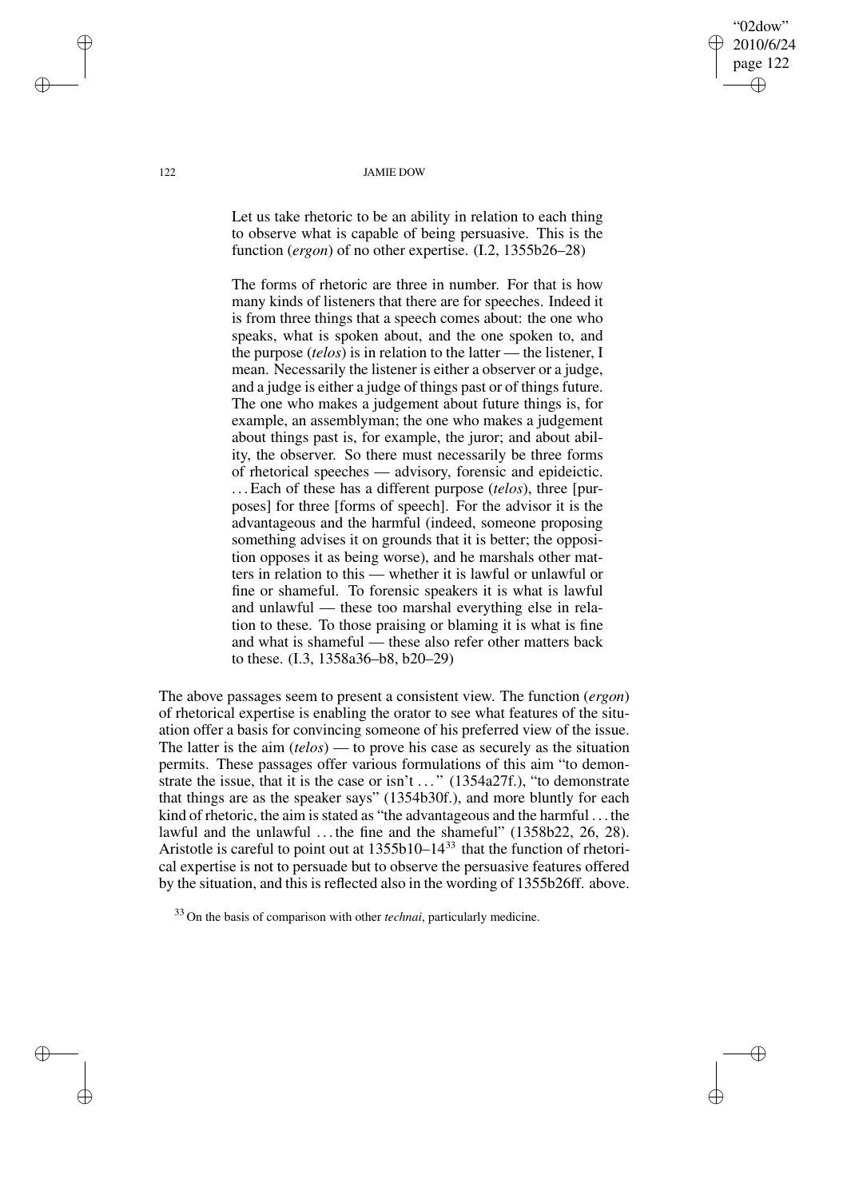> Let us take rhetoric to be an ability in relation to each thing to observe what is capable of being persuasive. This is the function (*ergon*) of no other expertise. (I.2, 1355b26–28)

> The forms of rhetoric are three in number. For that is how many kinds of listeners that there are for speeches. Indeed it is from three things that a speech comes about: the one who speaks, what is spoken about, and the one spoken to, and the purpose (*telos*) is in relation to the latter — the listener, I mean. Necessarily the listener is either a observer or a judge, and a judge is either a judge of things past or of things future. The one who makes a judgement about future things is, for example, an assemblyman; the one who makes a judgement about things past is, for example, the juror; and about ability, the observer. So there must necessarily be three forms of rhetorical speeches — advisory, forensic and epideictic. ... Each of these has a different purpose (*telos*), three [purposes] for three [forms of speech]. For the advisor it is the advantageous and the harmful (indeed, someone proposing something advises it on grounds that it is better; the opposition opposes it as being worse), and he marshals other matters in relation to this — whether it is lawful or unlawful or fine or shameful. To forensic speakers it is what is lawful and unlawful — these too marshal everything else in relation to these. To those praising or blaming it is what is fine and what is shameful — these also refer other matters back to these. (I.3, 1358a36–b8, b20–29)

The above passages seem to present a consistent view. The function (*ergon*) of rhetorical expertise is enabling the orator to see what features of the situation offer a basis for convincing someone of his preferred view of the issue. The latter is the aim (*telos*) — to prove his case as securely as the situation permits. These passages offer various formulations of this aim "to demonstrate the issue, that it is the case or isn't ..." (1354a27f.), "to demonstrate that things are as the speaker says" (1354b30f.), and more bluntly for each kind of rhetoric, the aim is stated as "the advantageous and the harmful ... the lawful and the unlawful ... the fine and the shameful" (1358b22, 26, 28). Aristotle is careful to point out at 1355b10–14[33] that the function of rhetorical expertise is not to persuade but to observe the persuasive features offered by the situation, and this is reflected also in the wording of 1355b26ff. above.

[33] On the basis of comparison with other *technai*, particularly medicine.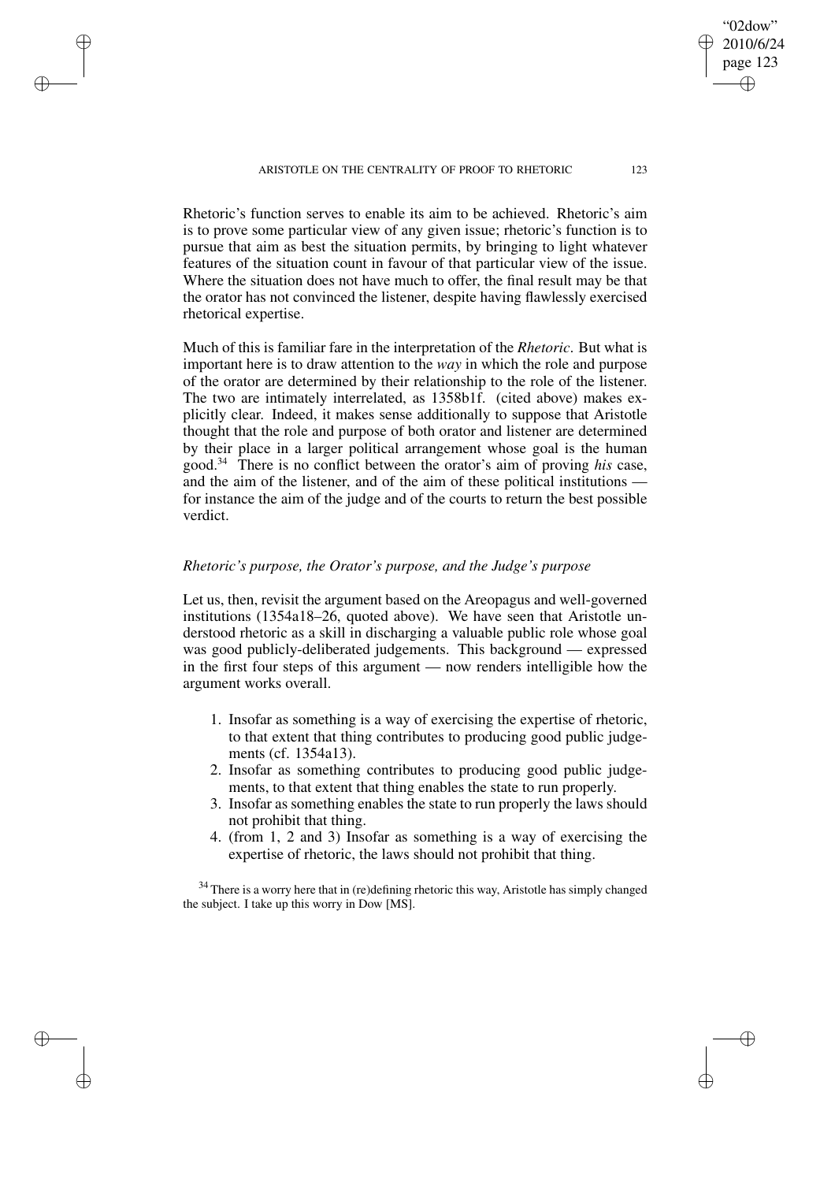Rhetoric's function serves to enable its aim to be achieved. Rhetoric's aim is to prove some particular view of any given issue; rhetoric's function is to pursue that aim as best the situation permits, by bringing to light whatever features of the situation count in favour of that particular view of the issue. Where the situation does not have much to offer, the final result may be that the orator has not convinced the listener, despite having flawlessly exercised rhetorical expertise.

Much of this is familiar fare in the interpretation of the *Rhetoric*. But what is important here is to draw attention to the *way* in which the role and purpose of the orator are determined by their relationship to the role of the listener. The two are intimately interrelated, as 1358b1f. (cited above) makes explicitly clear. Indeed, it makes sense additionally to suppose that Aristotle thought that the role and purpose of both orator and listener are determined by their place in a larger political arrangement whose goal is the human good.[34] There is no conflict between the orator's aim of proving *his* case, and the aim of the listener, and of the aim of these political institutions — for instance the aim of the judge and of the courts to return the best possible verdict.

### *Rhetoric's purpose, the Orator's purpose, and the Judge's purpose*

Let us, then, revisit the argument based on the Areopagus and well-governed institutions (1354a18–26, quoted above). We have seen that Aristotle understood rhetoric as a skill in discharging a valuable public role whose goal was good publicly-deliberated judgements. This background — expressed in the first four steps of this argument — now renders intelligible how the argument works overall.

1. Insofar as something is a way of exercising the expertise of rhetoric, to that extent that thing contributes to producing good public judgements (cf. 1354a13).
2. Insofar as something contributes to producing good public judgements, to that extent that thing enables the state to run properly.
3. Insofar as something enables the state to run properly the laws should not prohibit that thing.
4. (from 1, 2 and 3) Insofar as something is a way of exercising the expertise of rhetoric, the laws should not prohibit that thing.

[34] There is a worry here that in (re)defining rhetoric this way, Aristotle has simply changed the subject. I take up this worry in Dow [MS].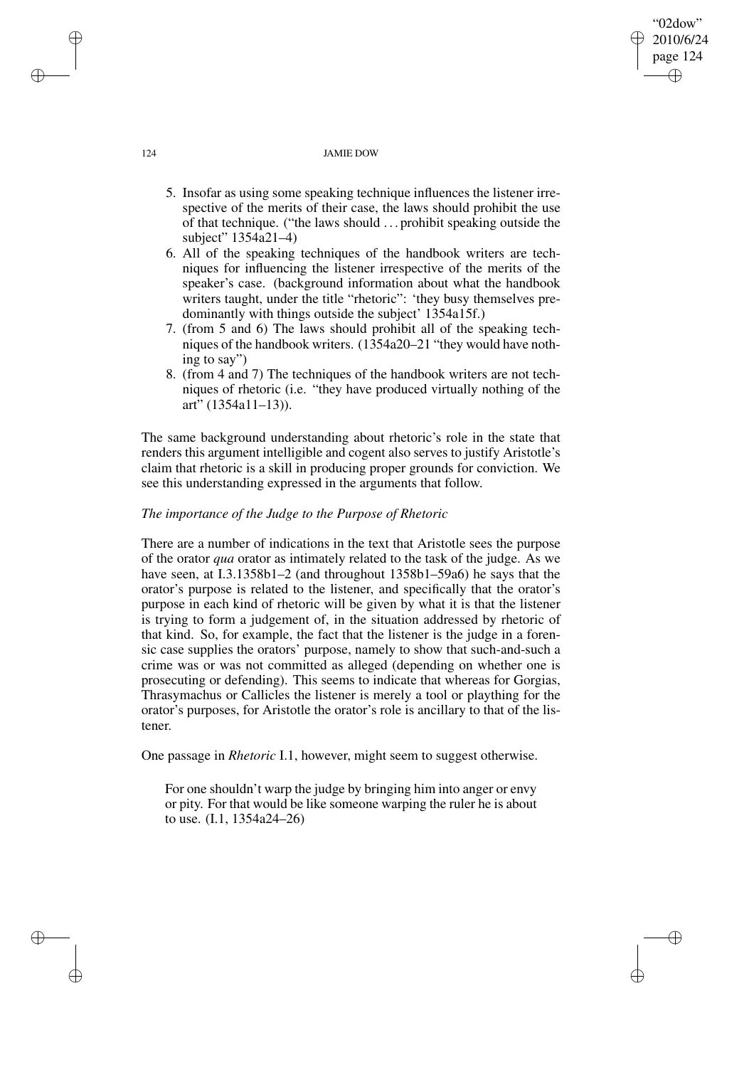5. Insofar as using some speaking technique influences the listener irrespective of the merits of their case, the laws should prohibit the use of that technique. ("the laws should . . . prohibit speaking outside the subject" 1354a21–4)
6. All of the speaking techniques of the handbook writers are techniques for influencing the listener irrespective of the merits of the speaker's case. (background information about what the handbook writers taught, under the title "rhetoric": 'they busy themselves predominantly with things outside the subject' 1354a15f.)
7. (from 5 and 6) The laws should prohibit all of the speaking techniques of the handbook writers. (1354a20–21 "they would have nothing to say")
8. (from 4 and 7) The techniques of the handbook writers are not techniques of rhetoric (i.e. "they have produced virtually nothing of the art" (1354a11–13)).

The same background understanding about rhetoric's role in the state that renders this argument intelligible and cogent also serves to justify Aristotle's claim that rhetoric is a skill in producing proper grounds for conviction. We see this understanding expressed in the arguments that follow.

### *The importance of the Judge to the Purpose of Rhetoric*

There are a number of indications in the text that Aristotle sees the purpose of the orator *qua* orator as intimately related to the task of the judge. As we have seen, at I.3.1358b1–2 (and throughout 1358b1–59a6) he says that the orator's purpose is related to the listener, and specifically that the orator's purpose in each kind of rhetoric will be given by what it is that the listener is trying to form a judgement of, in the situation addressed by rhetoric of that kind. So, for example, the fact that the listener is the judge in a forensic case supplies the orators' purpose, namely to show that such-and-such a crime was or was not committed as alleged (depending on whether one is prosecuting or defending). This seems to indicate that whereas for Gorgias, Thrasymachus or Callicles the listener is merely a tool or plaything for the orator's purposes, for Aristotle the orator's role is ancillary to that of the listener.

One passage in *Rhetoric* I.1, however, might seem to suggest otherwise.

> For one shouldn't warp the judge by bringing him into anger or envy or pity. For that would be like someone warping the ruler he is about to use. (I.1, 1354a24–26)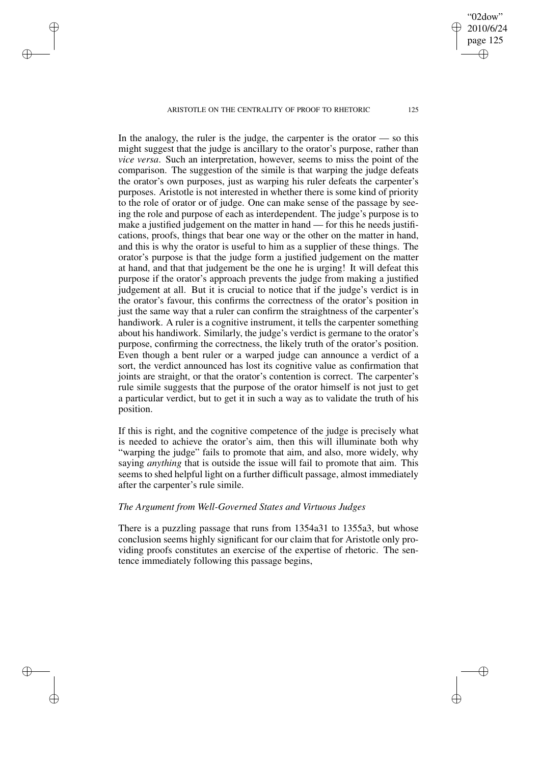In the analogy, the ruler is the judge, the carpenter is the orator — so this might suggest that the judge is ancillary to the orator's purpose, rather than *vice versa*. Such an interpretation, however, seems to miss the point of the comparison. The suggestion of the simile is that warping the judge defeats the orator's own purposes, just as warping his ruler defeats the carpenter's purposes. Aristotle is not interested in whether there is some kind of priority to the role of orator or of judge. One can make sense of the passage by seeing the role and purpose of each as interdependent. The judge's purpose is to make a justified judgement on the matter in hand — for this he needs justifications, proofs, things that bear one way or the other on the matter in hand, and this is why the orator is useful to him as a supplier of these things. The orator's purpose is that the judge form a justified judgement on the matter at hand, and that that judgement be the one he is urging! It will defeat this purpose if the orator's approach prevents the judge from making a justified judgement at all. But it is crucial to notice that if the judge's verdict is in the orator's favour, this confirms the correctness of the orator's position in just the same way that a ruler can confirm the straightness of the carpenter's handiwork. A ruler is a cognitive instrument, it tells the carpenter something about his handiwork. Similarly, the judge's verdict is germane to the orator's purpose, confirming the correctness, the likely truth of the orator's position. Even though a bent ruler or a warped judge can announce a verdict of a sort, the verdict announced has lost its cognitive value as confirmation that joints are straight, or that the orator's contention is correct. The carpenter's rule simile suggests that the purpose of the orator himself is not just to get a particular verdict, but to get it in such a way as to validate the truth of his position.

If this is right, and the cognitive competence of the judge is precisely what is needed to achieve the orator's aim, then this will illuminate both why "warping the judge" fails to promote that aim, and also, more widely, why saying *anything* that is outside the issue will fail to promote that aim. This seems to shed helpful light on a further difficult passage, almost immediately after the carpenter's rule simile.

### *The Argument from Well-Governed States and Virtuous Judges*

There is a puzzling passage that runs from 1354a31 to 1355a3, but whose conclusion seems highly significant for our claim that for Aristotle only providing proofs constitutes an exercise of the expertise of rhetoric. The sentence immediately following this passage begins,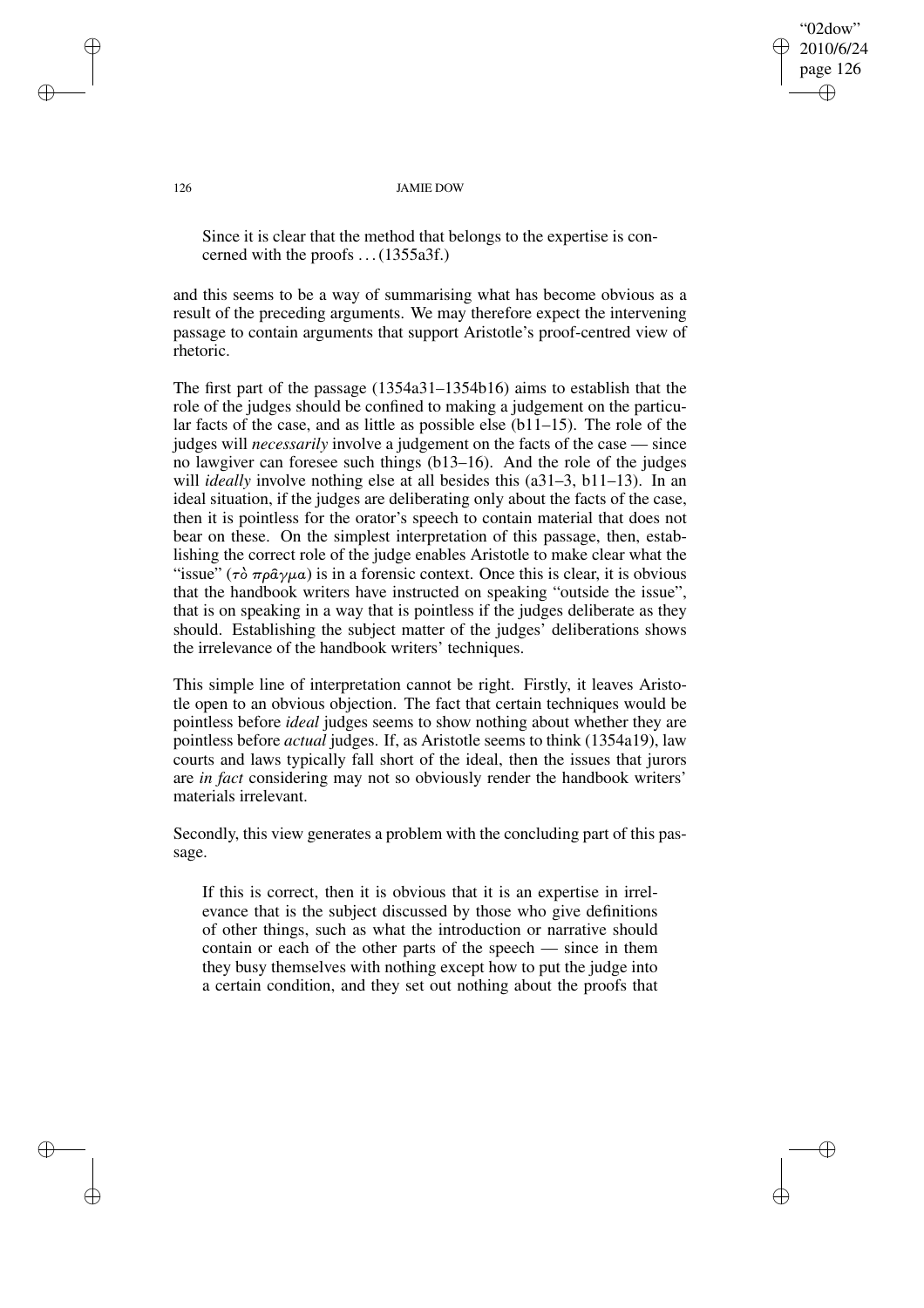> Since it is clear that the method that belongs to the expertise is concerned with the proofs . . . (1355a3f.)

and this seems to be a way of summarising what has become obvious as a result of the preceding arguments. We may therefore expect the intervening passage to contain arguments that support Aristotle's proof-centred view of rhetoric.

The first part of the passage (1354a31–1354b16) aims to establish that the role of the judges should be confined to making a judgement on the particular facts of the case, and as little as possible else (b11–15). The role of the judges will *necessarily* involve a judgement on the facts of the case — since no lawgiver can foresee such things (b13–16). And the role of the judges will *ideally* involve nothing else at all besides this (a31–3, b11–13). In an ideal situation, if the judges are deliberating only about the facts of the case, then it is pointless for the orator's speech to contain material that does not bear on these. On the simplest interpretation of this passage, then, establishing the correct role of the judge enables Aristotle to make clear what the "issue" (τὸ πρᾶγμα) is in a forensic context. Once this is clear, it is obvious that the handbook writers have instructed on speaking "outside the issue", that is on speaking in a way that is pointless if the judges deliberate as they should. Establishing the subject matter of the judges' deliberations shows the irrelevance of the handbook writers' techniques.

This simple line of interpretation cannot be right. Firstly, it leaves Aristotle open to an obvious objection. The fact that certain techniques would be pointless before *ideal* judges seems to show nothing about whether they are pointless before *actual* judges. If, as Aristotle seems to think (1354a19), law courts and laws typically fall short of the ideal, then the issues that jurors are *in fact* considering may not so obviously render the handbook writers' materials irrelevant.

Secondly, this view generates a problem with the concluding part of this passage.

> If this is correct, then it is obvious that it is an expertise in irrelevance that is the subject discussed by those who give definitions of other things, such as what the introduction or narrative should contain or each of the other parts of the speech — since in them they busy themselves with nothing except how to put the judge into a certain condition, and they set out nothing about the proofs that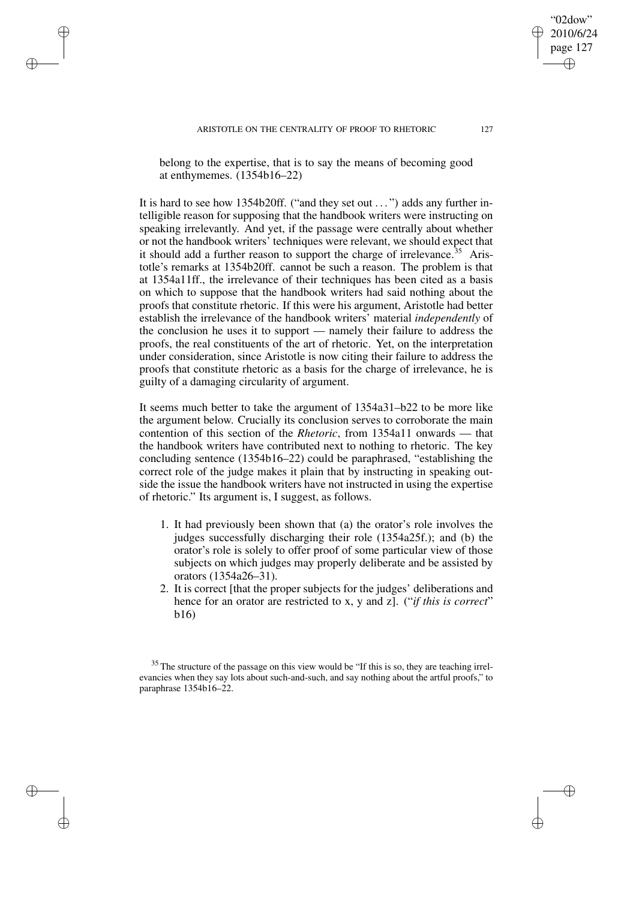belong to the expertise, that is to say the means of becoming good at enthymemes. (1354b16–22)

It is hard to see how 1354b20ff. ("and they set out . . . ") adds any further intelligible reason for supposing that the handbook writers were instructing on speaking irrelevantly. And yet, if the passage were centrally about whether or not the handbook writers' techniques were relevant, we should expect that it should add a further reason to support the charge of irrelevance.[35] Aristotle's remarks at 1354b20ff. cannot be such a reason. The problem is that at 1354a11ff., the irrelevance of their techniques has been cited as a basis on which to suppose that the handbook writers had said nothing about the proofs that constitute rhetoric. If this were his argument, Aristotle had better establish the irrelevance of the handbook writers' material *independently* of the conclusion he uses it to support — namely their failure to address the proofs, the real constituents of the art of rhetoric. Yet, on the interpretation under consideration, since Aristotle is now citing their failure to address the proofs that constitute rhetoric as a basis for the charge of irrelevance, he is guilty of a damaging circularity of argument.

It seems much better to take the argument of 1354a31–b22 to be more like the argument below. Crucially its conclusion serves to corroborate the main contention of this section of the *Rhetoric*, from 1354a11 onwards — that the handbook writers have contributed next to nothing to rhetoric. The key concluding sentence (1354b16–22) could be paraphrased, "establishing the correct role of the judge makes it plain that by instructing in speaking outside the issue the handbook writers have not instructed in using the expertise of rhetoric." Its argument is, I suggest, as follows.

1. It had previously been shown that (a) the orator's role involves the judges successfully discharging their role (1354a25f.); and (b) the orator's role is solely to offer proof of some particular view of those subjects on which judges may properly deliberate and be assisted by orators (1354a26–31).
2. It is correct [that the proper subjects for the judges' deliberations and hence for an orator are restricted to x, y and z]. ("*if this is correct*" b16)

[35] The structure of the passage on this view would be "If this is so, they are teaching irrelevancies when they say lots about such-and-such, and say nothing about the artful proofs," to paraphrase 1354b16–22.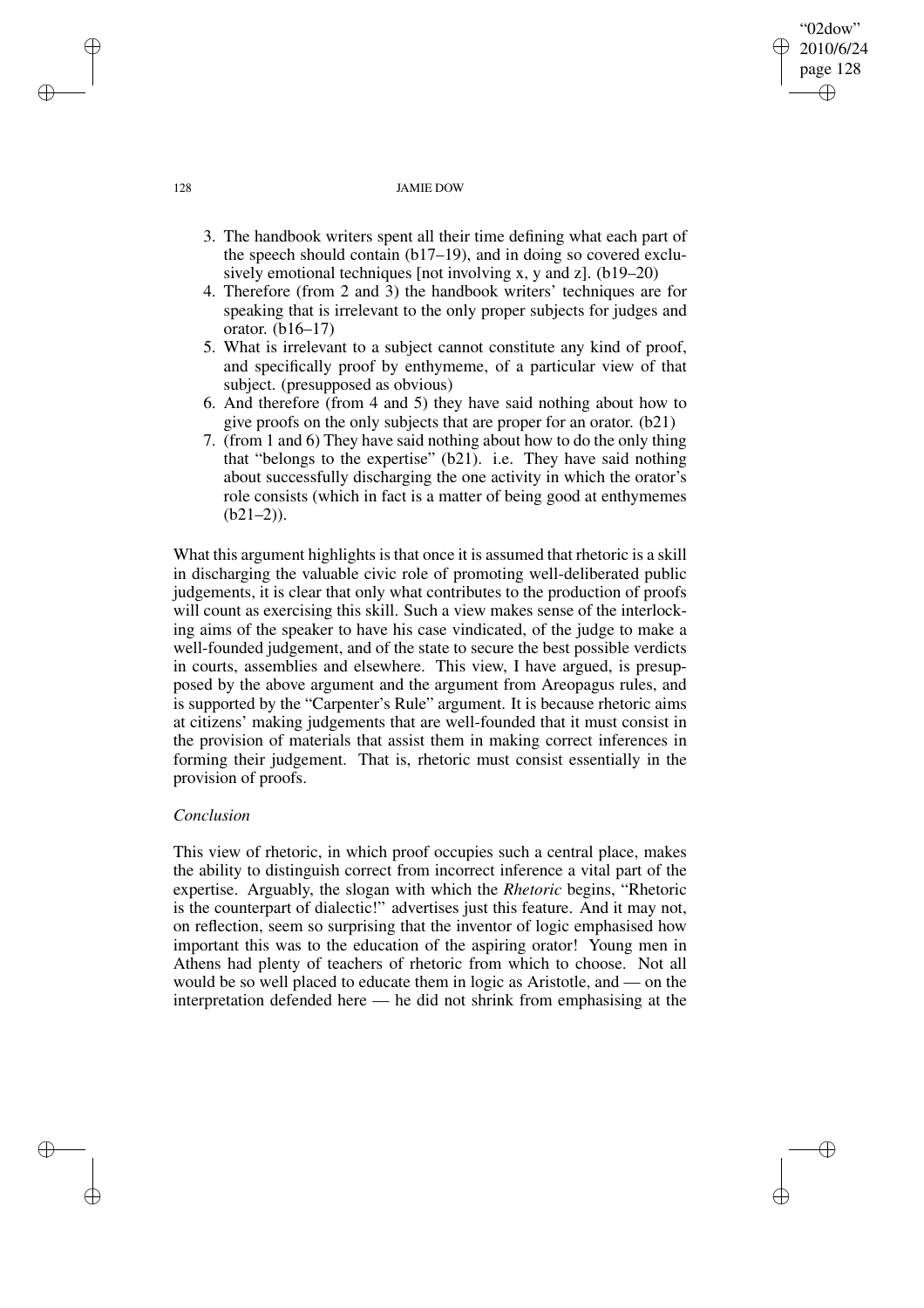3. The handbook writers spent all their time defining what each part of the speech should contain (b17–19), and in doing so covered exclusively emotional techniques [not involving x, y and z]. (b19–20)
4. Therefore (from 2 and 3) the handbook writers' techniques are for speaking that is irrelevant to the only proper subjects for judges and orator. (b16–17)
5. What is irrelevant to a subject cannot constitute any kind of proof, and specifically proof by enthymeme, of a particular view of that subject. (presupposed as obvious)
6. And therefore (from 4 and 5) they have said nothing about how to give proofs on the only subjects that are proper for an orator. (b21)
7. (from 1 and 6) They have said nothing about how to do the only thing that "belongs to the expertise" (b21). i.e. They have said nothing about successfully discharging the one activity in which the orator's role consists (which in fact is a matter of being good at enthymemes (b21–2)).

What this argument highlights is that once it is assumed that rhetoric is a skill in discharging the valuable civic role of promoting well-deliberated public judgements, it is clear that only what contributes to the production of proofs will count as exercising this skill. Such a view makes sense of the interlocking aims of the speaker to have his case vindicated, of the judge to make a well-founded judgement, and of the state to secure the best possible verdicts in courts, assemblies and elsewhere. This view, I have argued, is presupposed by the above argument and the argument from Areopagus rules, and is supported by the "Carpenter's Rule" argument. It is because rhetoric aims at citizens' making judgements that are well-founded that it must consist in the provision of materials that assist them in making correct inferences in forming their judgement. That is, rhetoric must consist essentially in the provision of proofs.

### *Conclusion*

This view of rhetoric, in which proof occupies such a central place, makes the ability to distinguish correct from incorrect inference a vital part of the expertise. Arguably, the slogan with which the *Rhetoric* begins, "Rhetoric is the counterpart of dialectic!" advertises just this feature. And it may not, on reflection, seem so surprising that the inventor of logic emphasised how important this was to the education of the aspiring orator! Young men in Athens had plenty of teachers of rhetoric from which to choose. Not all would be so well placed to educate them in logic as Aristotle, and — on the interpretation defended here — he did not shrink from emphasising at the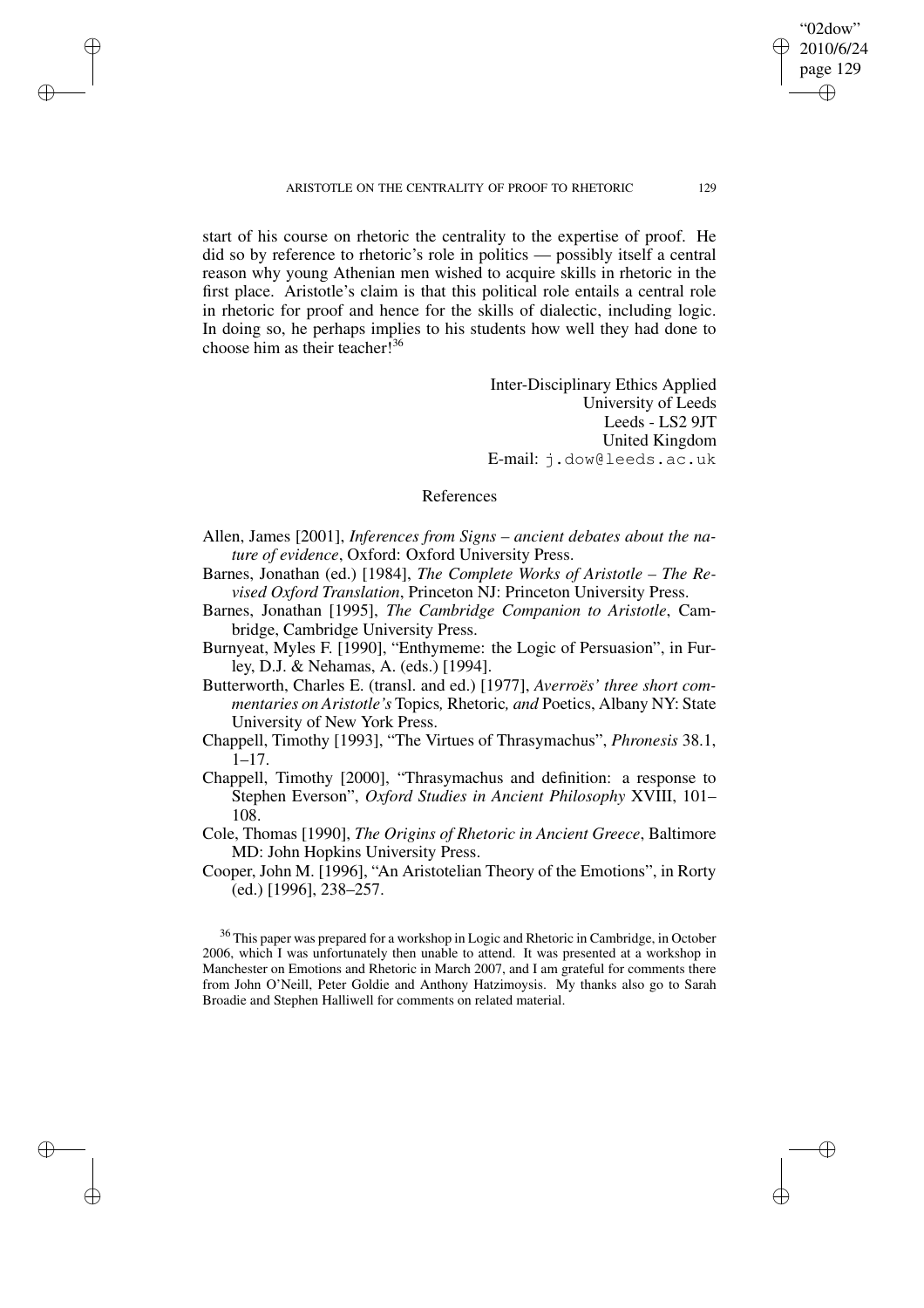start of his course on rhetoric the centrality to the expertise of proof. He did so by reference to rhetoric's role in politics — possibly itself a central reason why young Athenian men wished to acquire skills in rhetoric in the first place. Aristotle's claim is that this political role entails a central role in rhetoric for proof and hence for the skills of dialectic, including logic. In doing so, he perhaps implies to his students how well they had done to choose him as their teacher![36]

Inter-Disciplinary Ethics Applied
University of Leeds
Leeds - LS2 9JT
United Kingdom
E-mail: j.dow@leeds.ac.uk

## References

Allen, James [2001], *Inferences from Signs – ancient debates about the nature of evidence*, Oxford: Oxford University Press.

Barnes, Jonathan (ed.) [1984], *The Complete Works of Aristotle – The Revised Oxford Translation*, Princeton NJ: Princeton University Press.

Barnes, Jonathan [1995], *The Cambridge Companion to Aristotle*, Cambridge, Cambridge University Press.

Burnyeat, Myles F. [1990], "Enthymeme: the Logic of Persuasion", in Furley, D.J. & Nehamas, A. (eds.) [1994].

Butterworth, Charles E. (transl. and ed.) [1977], *Averroës' three short commentaries on Aristotle's* Topics*,* Rhetoric*, and* Poetics, Albany NY: State University of New York Press.

Chappell, Timothy [1993], "The Virtues of Thrasymachus", *Phronesis* 38.1, 1–17.

Chappell, Timothy [2000], "Thrasymachus and definition: a response to Stephen Everson", *Oxford Studies in Ancient Philosophy* XVIII, 101–108.

Cole, Thomas [1990], *The Origins of Rhetoric in Ancient Greece*, Baltimore MD: John Hopkins University Press.

Cooper, John M. [1996], "An Aristotelian Theory of the Emotions", in Rorty (ed.) [1996], 238–257.

[36] This paper was prepared for a workshop in Logic and Rhetoric in Cambridge, in October 2006, which I was unfortunately then unable to attend. It was presented at a workshop in Manchester on Emotions and Rhetoric in March 2007, and I am grateful for comments there from John O'Neill, Peter Goldie and Anthony Hatzimoysis. My thanks also go to Sarah Broadie and Stephen Halliwell for comments on related material.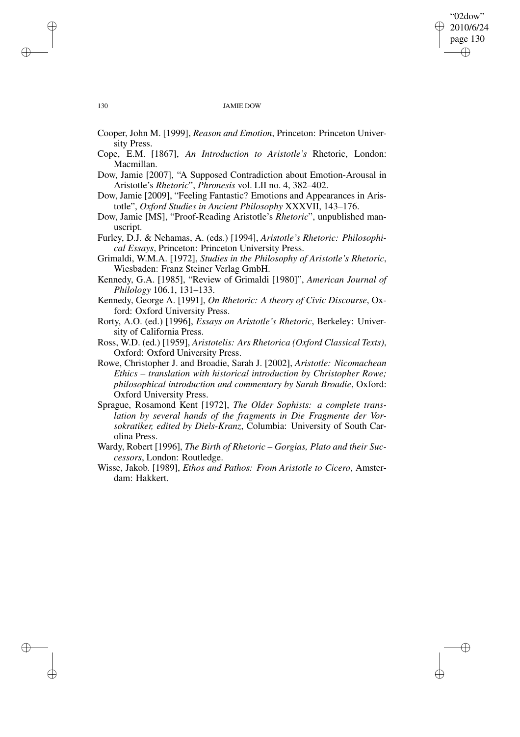Cooper, John M. [1999], *Reason and Emotion*, Princeton: Princeton University Press.

Cope, E.M. [1867], *An Introduction to Aristotle's* Rhetoric, London: Macmillan.

Dow, Jamie [2007], "A Supposed Contradiction about Emotion-Arousal in Aristotle's *Rhetoric*", *Phronesis* vol. LII no. 4, 382–402.

Dow, Jamie [2009], "Feeling Fantastic? Emotions and Appearances in Aristotle", *Oxford Studies in Ancient Philosophy* XXXVII, 143–176.

Dow, Jamie [MS], "Proof-Reading Aristotle's *Rhetoric*", unpublished manuscript.

Furley, D.J. & Nehamas, A. (eds.) [1994], *Aristotle's Rhetoric: Philosophical Essays*, Princeton: Princeton University Press.

Grimaldi, W.M.A. [1972], *Studies in the Philosophy of Aristotle's Rhetoric*, Wiesbaden: Franz Steiner Verlag GmbH.

Kennedy, G.A. [1985], "Review of Grimaldi [1980]", *American Journal of Philology* 106.1, 131–133.

Kennedy, George A. [1991], *On Rhetoric: A theory of Civic Discourse*, Oxford: Oxford University Press.

Rorty, A.O. (ed.) [1996], *Essays on Aristotle's Rhetoric*, Berkeley: University of California Press.

Ross, W.D. (ed.) [1959], *Aristotelis: Ars Rhetorica (Oxford Classical Texts)*, Oxford: Oxford University Press.

Rowe, Christopher J. and Broadie, Sarah J. [2002], *Aristotle: Nicomachean Ethics – translation with historical introduction by Christopher Rowe; philosophical introduction and commentary by Sarah Broadie*, Oxford: Oxford University Press.

Sprague, Rosamond Kent [1972], *The Older Sophists: a complete translation by several hands of the fragments in Die Fragmente der Vorsokratiker, edited by Diels-Kranz*, Columbia: University of South Carolina Press.

Wardy, Robert [1996], *The Birth of Rhetoric – Gorgias, Plato and their Successors*, London: Routledge.

Wisse, Jakob. [1989], *Ethos and Pathos: From Aristotle to Cicero*, Amsterdam: Hakkert.